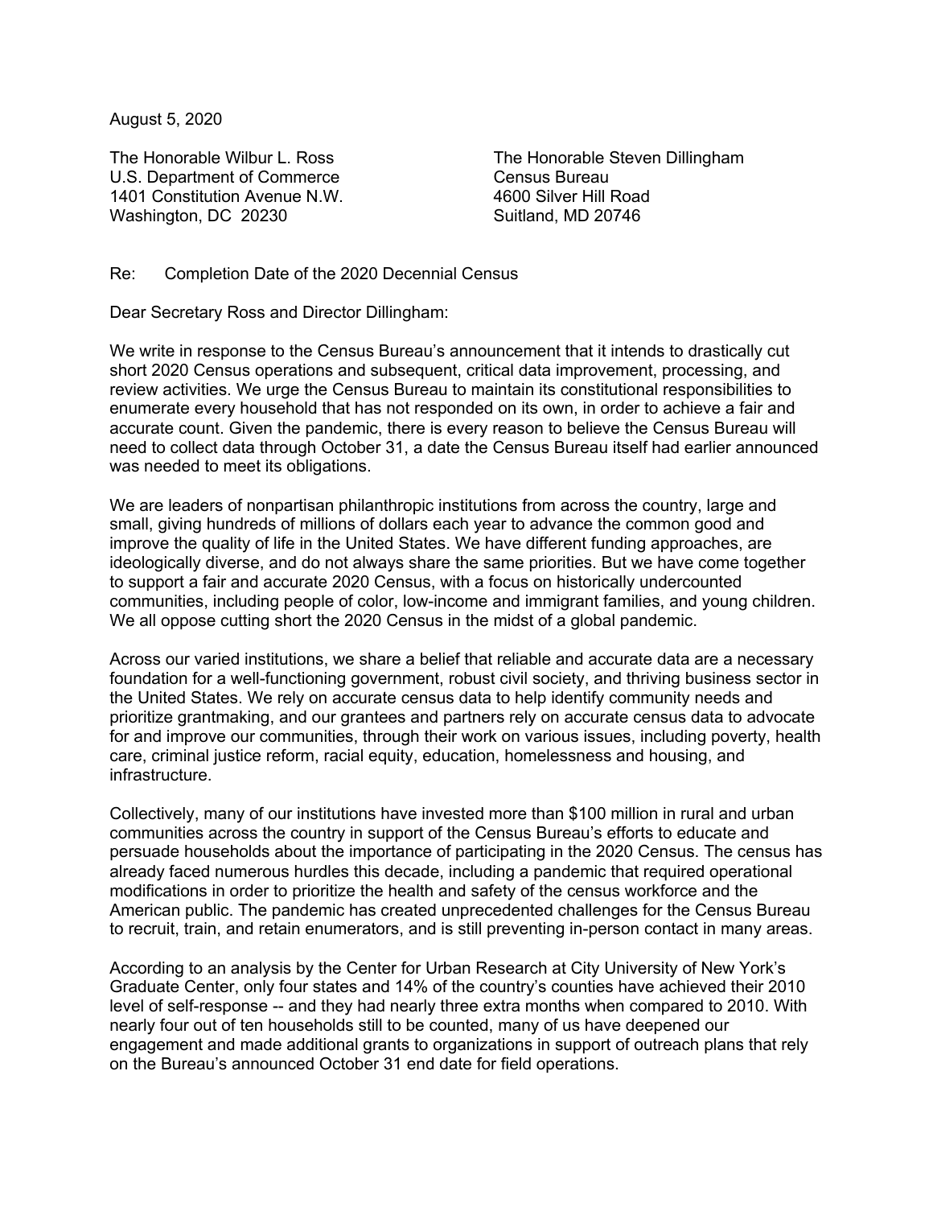August 5, 2020

The Honorable Wilbur L. Ross
U.S. Department of Commerce
1401 Constitution Avenue N.W.
Washington, DC 20230

The Honorable Steven Dillingham
Census Bureau
4600 Silver Hill Road
Suitland, MD 20746

Re: Completion Date of the 2020 Decennial Census

Dear Secretary Ross and Director Dillingham:

We write in response to the Census Bureau's announcement that it intends to drastically cut short 2020 Census operations and subsequent, critical data improvement, processing, and review activities. We urge the Census Bureau to maintain its constitutional responsibilities to enumerate every household that has not responded on its own, in order to achieve a fair and accurate count. Given the pandemic, there is every reason to believe the Census Bureau will need to collect data through October 31, a date the Census Bureau itself had earlier announced was needed to meet its obligations.

We are leaders of nonpartisan philanthropic institutions from across the country, large and small, giving hundreds of millions of dollars each year to advance the common good and improve the quality of life in the United States. We have different funding approaches, are ideologically diverse, and do not always share the same priorities. But we have come together to support a fair and accurate 2020 Census, with a focus on historically undercounted communities, including people of color, low-income and immigrant families, and young children. We all oppose cutting short the 2020 Census in the midst of a global pandemic.

Across our varied institutions, we share a belief that reliable and accurate data are a necessary foundation for a well-functioning government, robust civil society, and thriving business sector in the United States. We rely on accurate census data to help identify community needs and prioritize grantmaking, and our grantees and partners rely on accurate census data to advocate for and improve our communities, through their work on various issues, including poverty, health care, criminal justice reform, racial equity, education, homelessness and housing, and infrastructure.

Collectively, many of our institutions have invested more than $100 million in rural and urban communities across the country in support of the Census Bureau's efforts to educate and persuade households about the importance of participating in the 2020 Census. The census has already faced numerous hurdles this decade, including a pandemic that required operational modifications in order to prioritize the health and safety of the census workforce and the American public. The pandemic has created unprecedented challenges for the Census Bureau to recruit, train, and retain enumerators, and is still preventing in-person contact in many areas.

According to an analysis by the Center for Urban Research at City University of New York's Graduate Center, only four states and 14% of the country's counties have achieved their 2010 level of self-response -- and they had nearly three extra months when compared to 2010. With nearly four out of ten households still to be counted, many of us have deepened our engagement and made additional grants to organizations in support of outreach plans that rely on the Bureau's announced October 31 end date for field operations.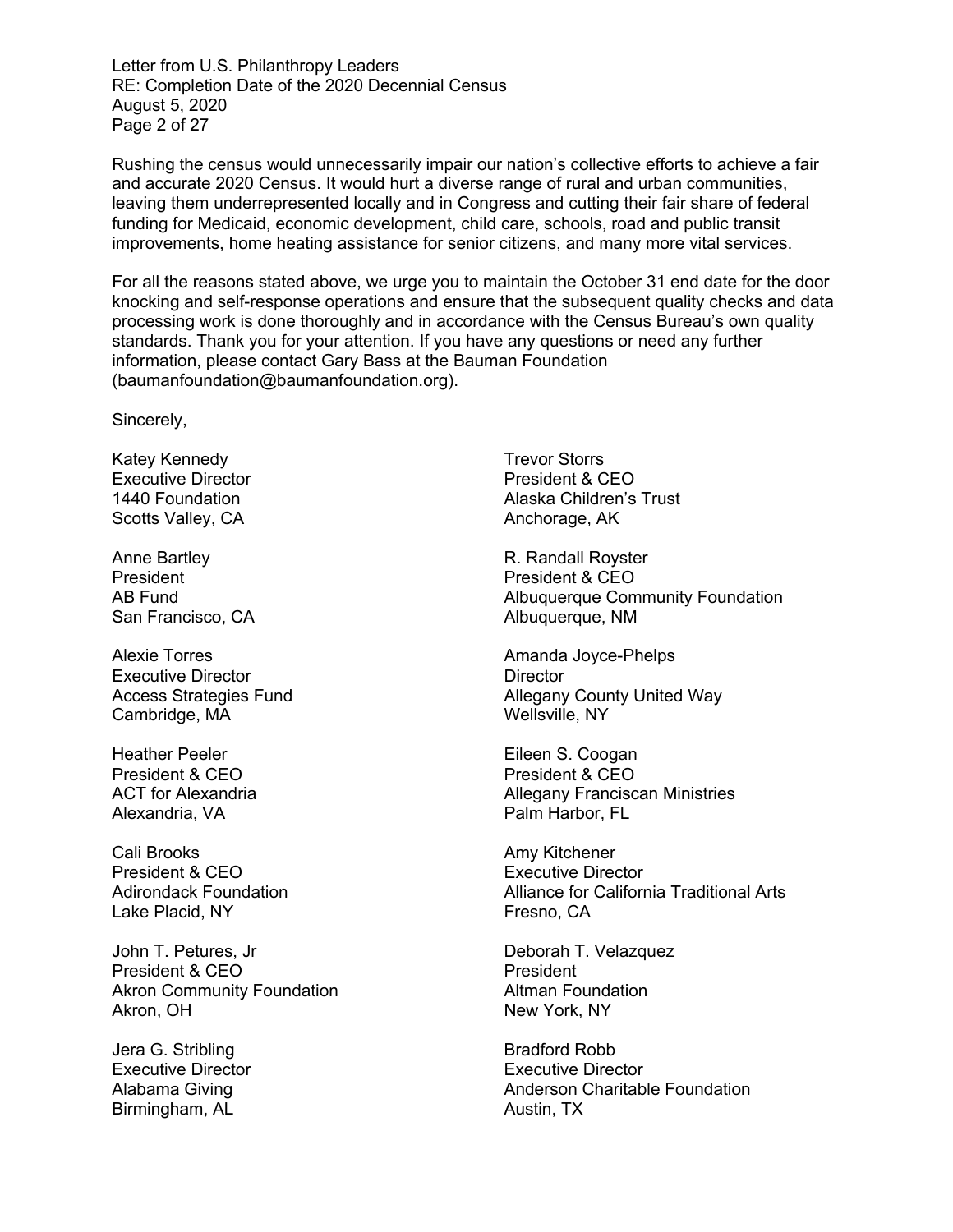Rushing the census would unnecessarily impair our nation's collective efforts to achieve a fair and accurate 2020 Census. It would hurt a diverse range of rural and urban communities, leaving them underrepresented locally and in Congress and cutting their fair share of federal funding for Medicaid, economic development, child care, schools, road and public transit improvements, home heating assistance for senior citizens, and many more vital services.

For all the reasons stated above, we urge you to maintain the October 31 end date for the door knocking and self-response operations and ensure that the subsequent quality checks and data processing work is done thoroughly and in accordance with the Census Bureau's own quality standards. Thank you for your attention. If you have any questions or need any further information, please contact Gary Bass at the Bauman Foundation (baumanfoundation@baumanfoundation.org).

Sincerely,

Katey Kennedy
Executive Director
1440 Foundation
Scotts Valley, CA

Anne Bartley
President
AB Fund
San Francisco, CA

Alexie Torres
Executive Director
Access Strategies Fund
Cambridge, MA

Heather Peeler
President & CEO
ACT for Alexandria
Alexandria, VA

Cali Brooks
President & CEO
Adirondack Foundation
Lake Placid, NY

John T. Petures, Jr
President & CEO
Akron Community Foundation
Akron, OH

Jera G. Stribling
Executive Director
Alabama Giving
Birmingham, AL

Trevor Storrs
President & CEO
Alaska Children's Trust
Anchorage, AK

R. Randall Royster
President & CEO
Albuquerque Community Foundation
Albuquerque, NM

Amanda Joyce-Phelps
Director
Allegany County United Way
Wellsville, NY

Eileen S. Coogan
President & CEO
Allegany Franciscan Ministries
Palm Harbor, FL

Amy Kitchener
Executive Director
Alliance for California Traditional Arts
Fresno, CA

Deborah T. Velazquez
President
Altman Foundation
New York, NY

Bradford Robb
Executive Director
Anderson Charitable Foundation
Austin, TX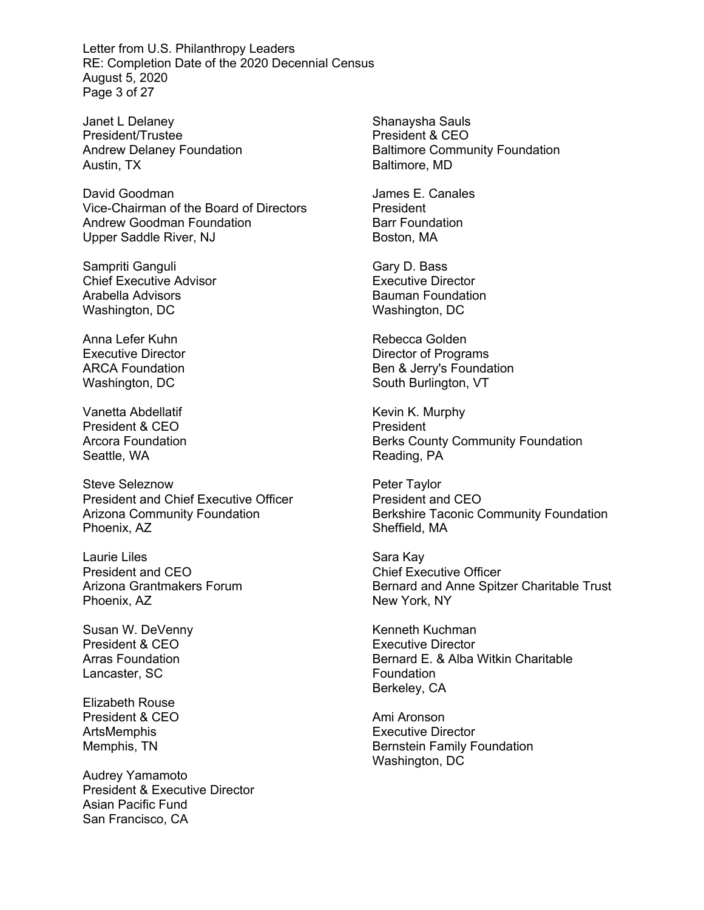Janet L Delaney
President/Trustee
Andrew Delaney Foundation
Austin, TX

David Goodman
Vice-Chairman of the Board of Directors
Andrew Goodman Foundation
Upper Saddle River, NJ

Sampriti Ganguli
Chief Executive Advisor
Arabella Advisors
Washington, DC

Anna Lefer Kuhn
Executive Director
ARCA Foundation
Washington, DC

Vanetta Abdellatif
President & CEO
Arcora Foundation
Seattle, WA

Steve Seleznow
President and Chief Executive Officer
Arizona Community Foundation
Phoenix, AZ

Laurie Liles
President and CEO
Arizona Grantmakers Forum
Phoenix, AZ

Susan W. DeVenny
President & CEO
Arras Foundation
Lancaster, SC

Elizabeth Rouse
President & CEO
ArtsMemphis
Memphis, TN

Audrey Yamamoto
President & Executive Director
Asian Pacific Fund
San Francisco, CA

Shanaysha Sauls
President & CEO
Baltimore Community Foundation
Baltimore, MD

James E. Canales
President
Barr Foundation
Boston, MA

Gary D. Bass
Executive Director
Bauman Foundation
Washington, DC

Rebecca Golden
Director of Programs
Ben & Jerry's Foundation
South Burlington, VT

Kevin K. Murphy
President
Berks County Community Foundation
Reading, PA

Peter Taylor
President and CEO
Berkshire Taconic Community Foundation
Sheffield, MA

Sara Kay
Chief Executive Officer
Bernard and Anne Spitzer Charitable Trust
New York, NY

Kenneth Kuchman
Executive Director
Bernard E. & Alba Witkin Charitable Foundation
Berkeley, CA

Ami Aronson
Executive Director
Bernstein Family Foundation
Washington, DC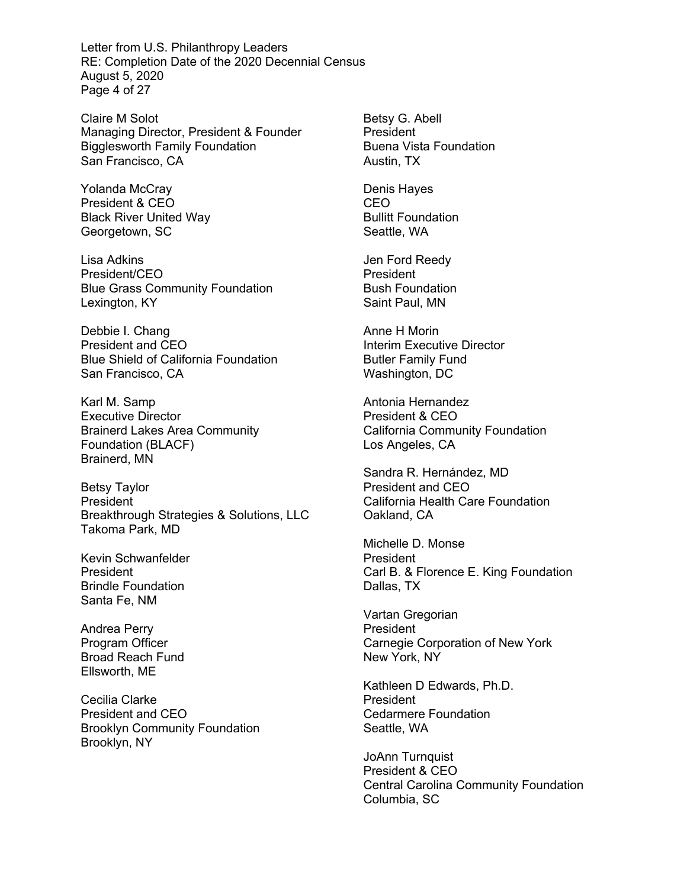Claire M Solot
Managing Director, President & Founder
Bigglesworth Family Foundation
San Francisco, CA

Yolanda McCray
President & CEO
Black River United Way
Georgetown, SC

Lisa Adkins
President/CEO
Blue Grass Community Foundation
Lexington, KY

Debbie I. Chang
President and CEO
Blue Shield of California Foundation
San Francisco, CA

Karl M. Samp
Executive Director
Brainerd Lakes Area Community Foundation (BLACF)
Brainerd, MN

Betsy Taylor
President
Breakthrough Strategies & Solutions, LLC
Takoma Park, MD

Kevin Schwanfelder
President
Brindle Foundation
Santa Fe, NM

Andrea Perry
Program Officer
Broad Reach Fund
Ellsworth, ME

Cecilia Clarke
President and CEO
Brooklyn Community Foundation
Brooklyn, NY

Betsy G. Abell
President
Buena Vista Foundation
Austin, TX

Denis Hayes
CEO
Bullitt Foundation
Seattle, WA

Jen Ford Reedy
President
Bush Foundation
Saint Paul, MN

Anne H Morin
Interim Executive Director
Butler Family Fund
Washington, DC

Antonia Hernandez
President & CEO
California Community Foundation
Los Angeles, CA

Sandra R. Hernández, MD
President and CEO
California Health Care Foundation
Oakland, CA

Michelle D. Monse
President
Carl B. & Florence E. King Foundation
Dallas, TX

Vartan Gregorian
President
Carnegie Corporation of New York
New York, NY

Kathleen D Edwards, Ph.D.
President
Cedarmere Foundation
Seattle, WA

JoAnn Turnquist
President & CEO
Central Carolina Community Foundation
Columbia, SC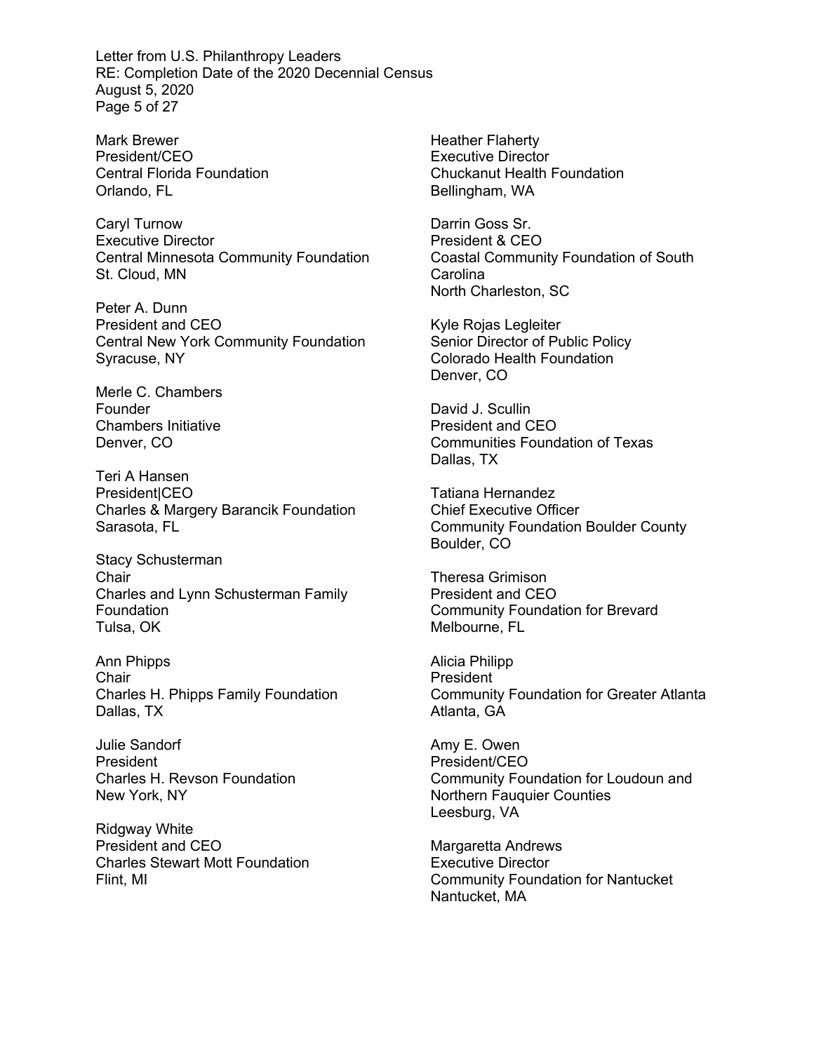Mark Brewer
President/CEO
Central Florida Foundation
Orlando, FL

Caryl Turnow
Executive Director
Central Minnesota Community Foundation
St. Cloud, MN

Peter A. Dunn
President and CEO
Central New York Community Foundation
Syracuse, NY

Merle C. Chambers
Founder
Chambers Initiative
Denver, CO

Teri A Hansen
President|CEO
Charles & Margery Barancik Foundation
Sarasota, FL

Stacy Schusterman
Chair
Charles and Lynn Schusterman Family Foundation
Tulsa, OK

Ann Phipps
Chair
Charles H. Phipps Family Foundation
Dallas, TX

Julie Sandorf
President
Charles H. Revson Foundation
New York, NY

Ridgway White
President and CEO
Charles Stewart Mott Foundation
Flint, MI

Heather Flaherty
Executive Director
Chuckanut Health Foundation
Bellingham, WA

Darrin Goss Sr.
President & CEO
Coastal Community Foundation of South Carolina
North Charleston, SC

Kyle Rojas Legleiter
Senior Director of Public Policy
Colorado Health Foundation
Denver, CO

David J. Scullin
President and CEO
Communities Foundation of Texas
Dallas, TX

Tatiana Hernandez
Chief Executive Officer
Community Foundation Boulder County
Boulder, CO

Theresa Grimison
President and CEO
Community Foundation for Brevard
Melbourne, FL

Alicia Philipp
President
Community Foundation for Greater Atlanta
Atlanta, GA

Amy E. Owen
President/CEO
Community Foundation for Loudoun and Northern Fauquier Counties
Leesburg, VA

Margaretta Andrews
Executive Director
Community Foundation for Nantucket
Nantucket, MA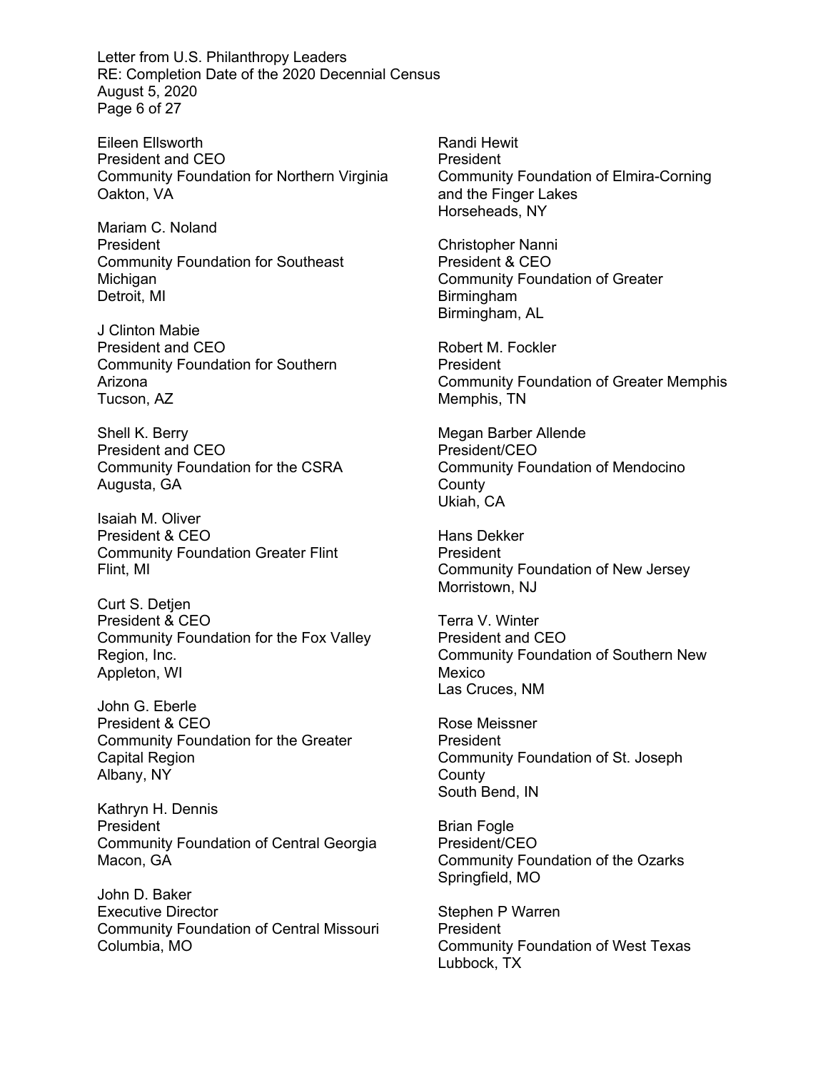Eileen Ellsworth
President and CEO
Community Foundation for Northern Virginia
Oakton, VA

Mariam C. Noland
President
Community Foundation for Southeast Michigan
Detroit, MI

J Clinton Mabie
President and CEO
Community Foundation for Southern Arizona
Tucson, AZ

Shell K. Berry
President and CEO
Community Foundation for the CSRA
Augusta, GA

Isaiah M. Oliver
President & CEO
Community Foundation Greater Flint
Flint, MI

Curt S. Detjen
President & CEO
Community Foundation for the Fox Valley Region, Inc.
Appleton, WI

John G. Eberle
President & CEO
Community Foundation for the Greater Capital Region
Albany, NY

Kathryn H. Dennis
President
Community Foundation of Central Georgia
Macon, GA

John D. Baker
Executive Director
Community Foundation of Central Missouri
Columbia, MO

Randi Hewit
President
Community Foundation of Elmira-Corning and the Finger Lakes
Horseheads, NY

Christopher Nanni
President & CEO
Community Foundation of Greater Birmingham
Birmingham, AL

Robert M. Fockler
President
Community Foundation of Greater Memphis
Memphis, TN

Megan Barber Allende
President/CEO
Community Foundation of Mendocino County
Ukiah, CA

Hans Dekker
President
Community Foundation of New Jersey
Morristown, NJ

Terra V. Winter
President and CEO
Community Foundation of Southern New Mexico
Las Cruces, NM

Rose Meissner
President
Community Foundation of St. Joseph County
South Bend, IN

Brian Fogle
President/CEO
Community Foundation of the Ozarks
Springfield, MO

Stephen P Warren
President
Community Foundation of West Texas
Lubbock, TX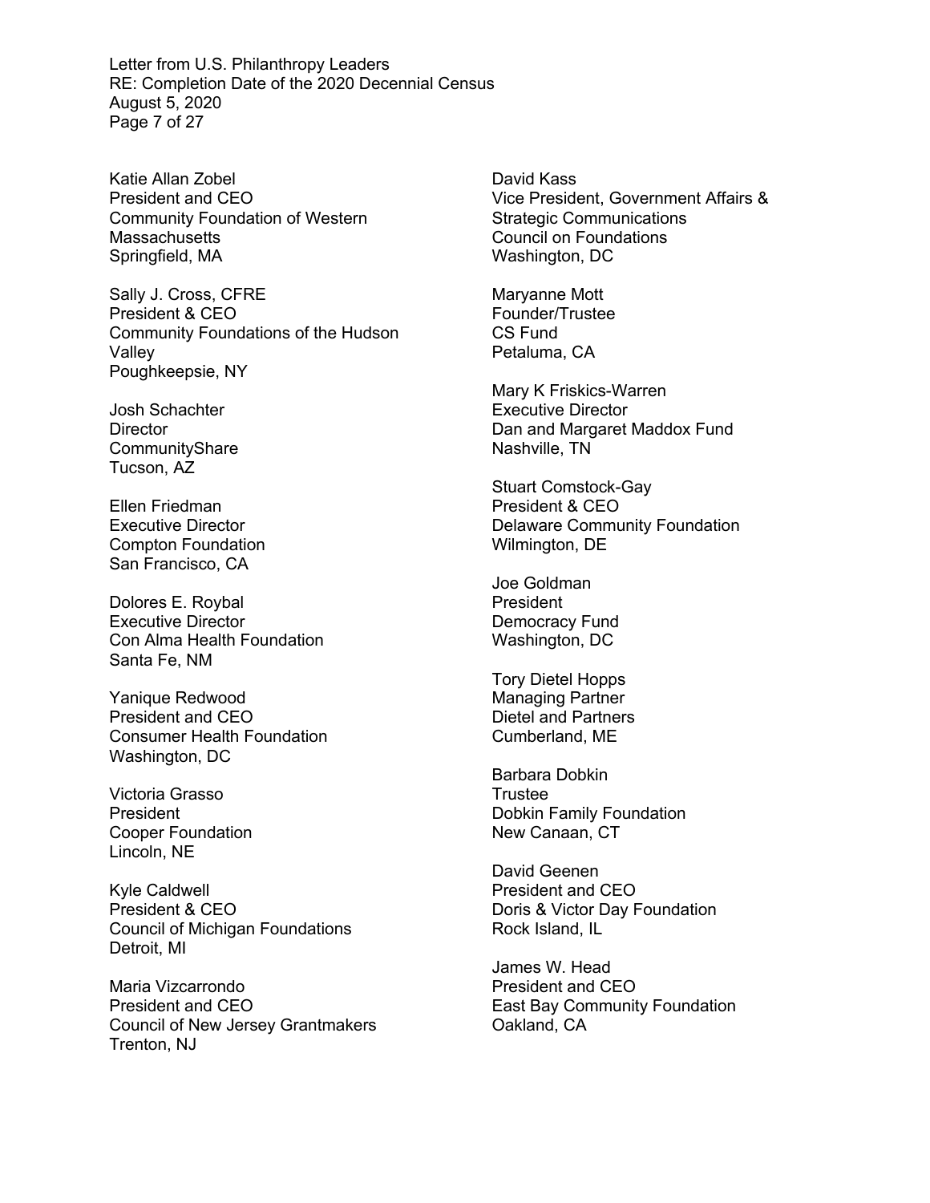Katie Allan Zobel
President and CEO
Community Foundation of Western Massachusetts
Springfield, MA

Sally J. Cross, CFRE
President & CEO
Community Foundations of the Hudson Valley
Poughkeepsie, NY

Josh Schachter
Director
CommunityShare
Tucson, AZ

Ellen Friedman
Executive Director
Compton Foundation
San Francisco, CA

Dolores E. Roybal
Executive Director
Con Alma Health Foundation
Santa Fe, NM

Yanique Redwood
President and CEO
Consumer Health Foundation
Washington, DC

Victoria Grasso
President
Cooper Foundation
Lincoln, NE

Kyle Caldwell
President & CEO
Council of Michigan Foundations
Detroit, MI

Maria Vizcarrondo
President and CEO
Council of New Jersey Grantmakers
Trenton, NJ

David Kass
Vice President, Government Affairs & Strategic Communications
Council on Foundations
Washington, DC

Maryanne Mott
Founder/Trustee
CS Fund
Petaluma, CA

Mary K Friskics-Warren
Executive Director
Dan and Margaret Maddox Fund
Nashville, TN

Stuart Comstock-Gay
President & CEO
Delaware Community Foundation
Wilmington, DE

Joe Goldman
President
Democracy Fund
Washington, DC

Tory Dietel Hopps
Managing Partner
Dietel and Partners
Cumberland, ME

Barbara Dobkin
Trustee
Dobkin Family Foundation
New Canaan, CT

David Geenen
President and CEO
Doris & Victor Day Foundation
Rock Island, IL

James W. Head
President and CEO
East Bay Community Foundation
Oakland, CA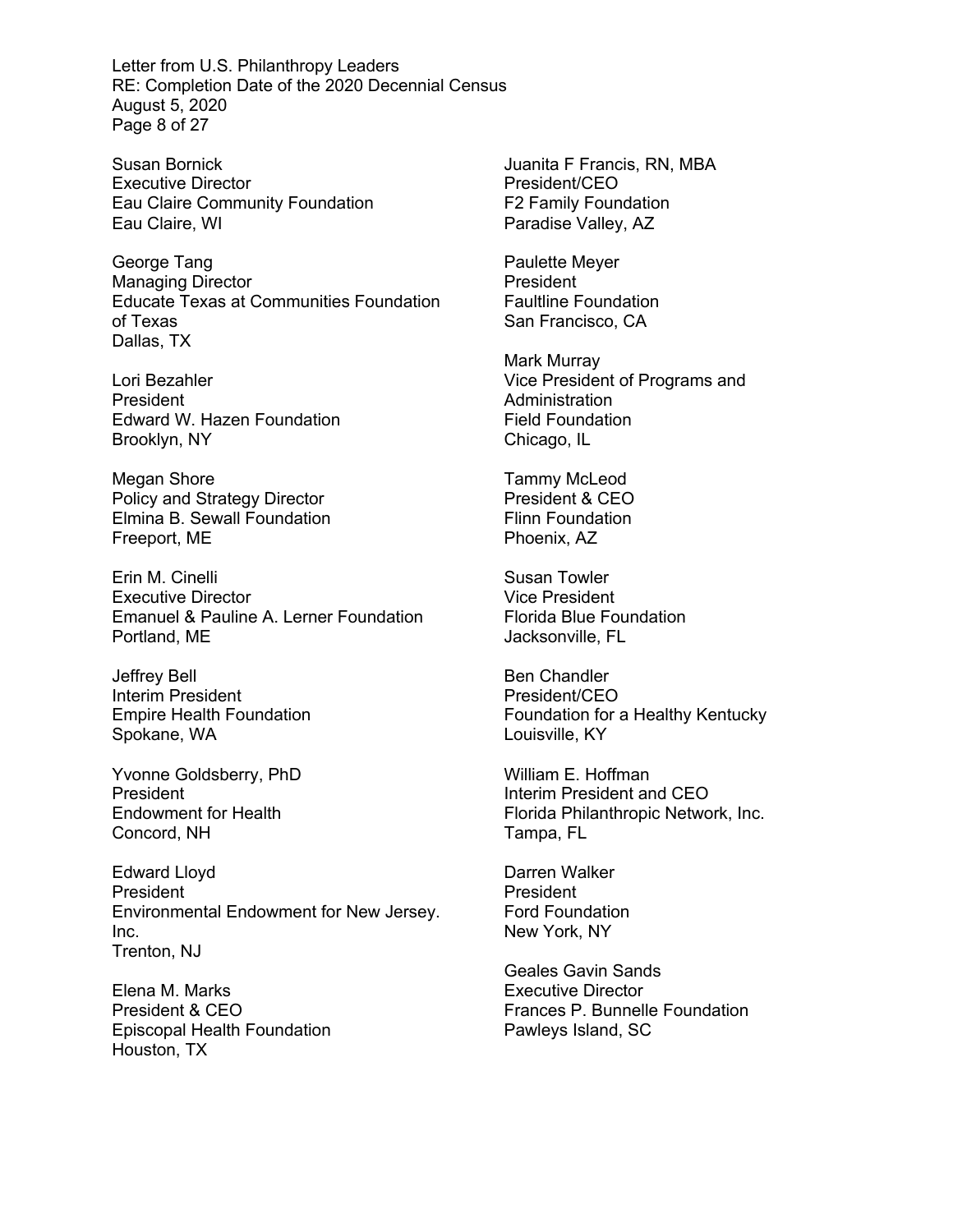Susan Bornick
Executive Director
Eau Claire Community Foundation
Eau Claire, WI

George Tang
Managing Director
Educate Texas at Communities Foundation of Texas
Dallas, TX

Lori Bezahler
President
Edward W. Hazen Foundation
Brooklyn, NY

Megan Shore
Policy and Strategy Director
Elmina B. Sewall Foundation
Freeport, ME

Erin M. Cinelli
Executive Director
Emanuel & Pauline A. Lerner Foundation
Portland, ME

Jeffrey Bell
Interim President
Empire Health Foundation
Spokane, WA

Yvonne Goldsberry, PhD
President
Endowment for Health
Concord, NH

Edward Lloyd
President
Environmental Endowment for New Jersey. Inc.
Trenton, NJ

Elena M. Marks
President & CEO
Episcopal Health Foundation
Houston, TX

Juanita F Francis, RN, MBA
President/CEO
F2 Family Foundation
Paradise Valley, AZ

Paulette Meyer
President
Faultline Foundation
San Francisco, CA

Mark Murray
Vice President of Programs and Administration
Field Foundation
Chicago, IL

Tammy McLeod
President & CEO
Flinn Foundation
Phoenix, AZ

Susan Towler
Vice President
Florida Blue Foundation
Jacksonville, FL

Ben Chandler
President/CEO
Foundation for a Healthy Kentucky
Louisville, KY

William E. Hoffman
Interim President and CEO
Florida Philanthropic Network, Inc.
Tampa, FL

Darren Walker
President
Ford Foundation
New York, NY

Geales Gavin Sands
Executive Director
Frances P. Bunnelle Foundation
Pawleys Island, SC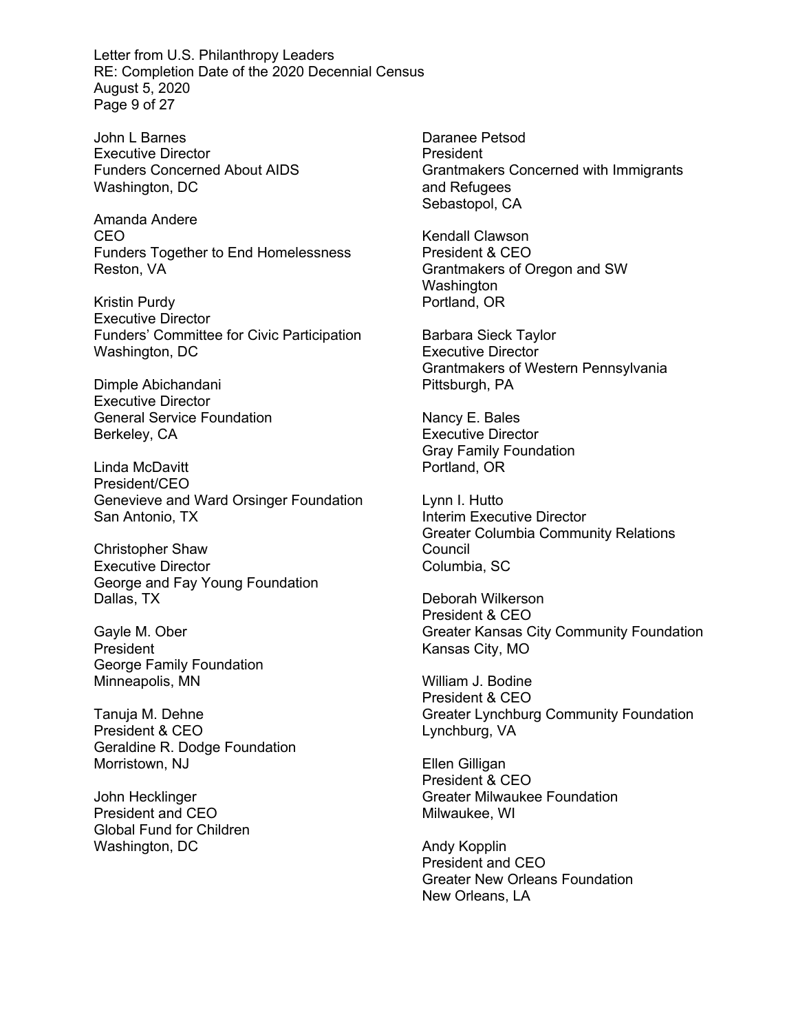John L Barnes
Executive Director
Funders Concerned About AIDS
Washington, DC

Amanda Andere
CEO
Funders Together to End Homelessness
Reston, VA

Kristin Purdy
Executive Director
Funders' Committee for Civic Participation
Washington, DC

Dimple Abichandani
Executive Director
General Service Foundation
Berkeley, CA

Linda McDavitt
President/CEO
Genevieve and Ward Orsinger Foundation
San Antonio, TX

Christopher Shaw
Executive Director
George and Fay Young Foundation
Dallas, TX

Gayle M. Ober
President
George Family Foundation
Minneapolis, MN

Tanuja M. Dehne
President & CEO
Geraldine R. Dodge Foundation
Morristown, NJ

John Hecklinger
President and CEO
Global Fund for Children
Washington, DC

Daranee Petsod
President
Grantmakers Concerned with Immigrants and Refugees
Sebastopol, CA

Kendall Clawson
President & CEO
Grantmakers of Oregon and SW Washington
Portland, OR

Barbara Sieck Taylor
Executive Director
Grantmakers of Western Pennsylvania
Pittsburgh, PA

Nancy E. Bales
Executive Director
Gray Family Foundation
Portland, OR

Lynn I. Hutto
Interim Executive Director
Greater Columbia Community Relations Council
Columbia, SC

Deborah Wilkerson
President & CEO
Greater Kansas City Community Foundation
Kansas City, MO

William J. Bodine
President & CEO
Greater Lynchburg Community Foundation
Lynchburg, VA

Ellen Gilligan
President & CEO
Greater Milwaukee Foundation
Milwaukee, WI

Andy Kopplin
President and CEO
Greater New Orleans Foundation
New Orleans, LA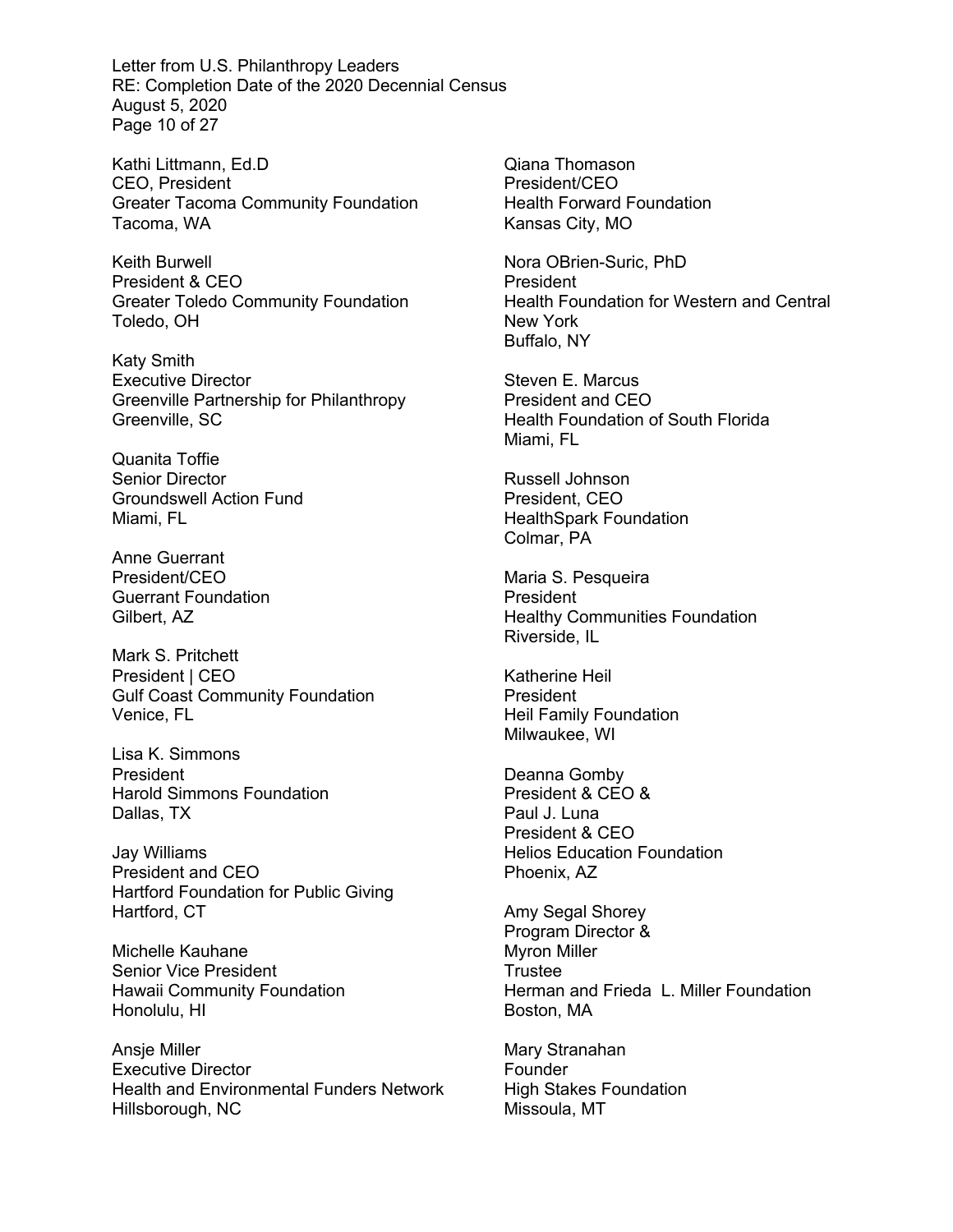Kathi Littmann, Ed.D
CEO, President
Greater Tacoma Community Foundation
Tacoma, WA

Keith Burwell
President & CEO
Greater Toledo Community Foundation
Toledo, OH

Katy Smith
Executive Director
Greenville Partnership for Philanthropy
Greenville, SC

Quanita Toffie
Senior Director
Groundswell Action Fund
Miami, FL

Anne Guerrant
President/CEO
Guerrant Foundation
Gilbert, AZ

Mark S. Pritchett
President | CEO
Gulf Coast Community Foundation
Venice, FL

Lisa K. Simmons
President
Harold Simmons Foundation
Dallas, TX

Jay Williams
President and CEO
Hartford Foundation for Public Giving
Hartford, CT

Michelle Kauhane
Senior Vice President
Hawaii Community Foundation
Honolulu, HI

Ansje Miller
Executive Director
Health and Environmental Funders Network
Hillsborough, NC

Qiana Thomason
President/CEO
Health Forward Foundation
Kansas City, MO

Nora OBrien-Suric, PhD
President
Health Foundation for Western and Central New York
Buffalo, NY

Steven E. Marcus
President and CEO
Health Foundation of South Florida
Miami, FL

Russell Johnson
President, CEO
HealthSpark Foundation
Colmar, PA

Maria S. Pesqueira
President
Healthy Communities Foundation
Riverside, IL

Katherine Heil
President
Heil Family Foundation
Milwaukee, WI

Deanna Gomby
President & CEO &
Paul J. Luna
President & CEO
Helios Education Foundation
Phoenix, AZ

Amy Segal Shorey
Program Director &
Myron Miller
Trustee
Herman and Frieda L. Miller Foundation
Boston, MA

Mary Stranahan
Founder
High Stakes Foundation
Missoula, MT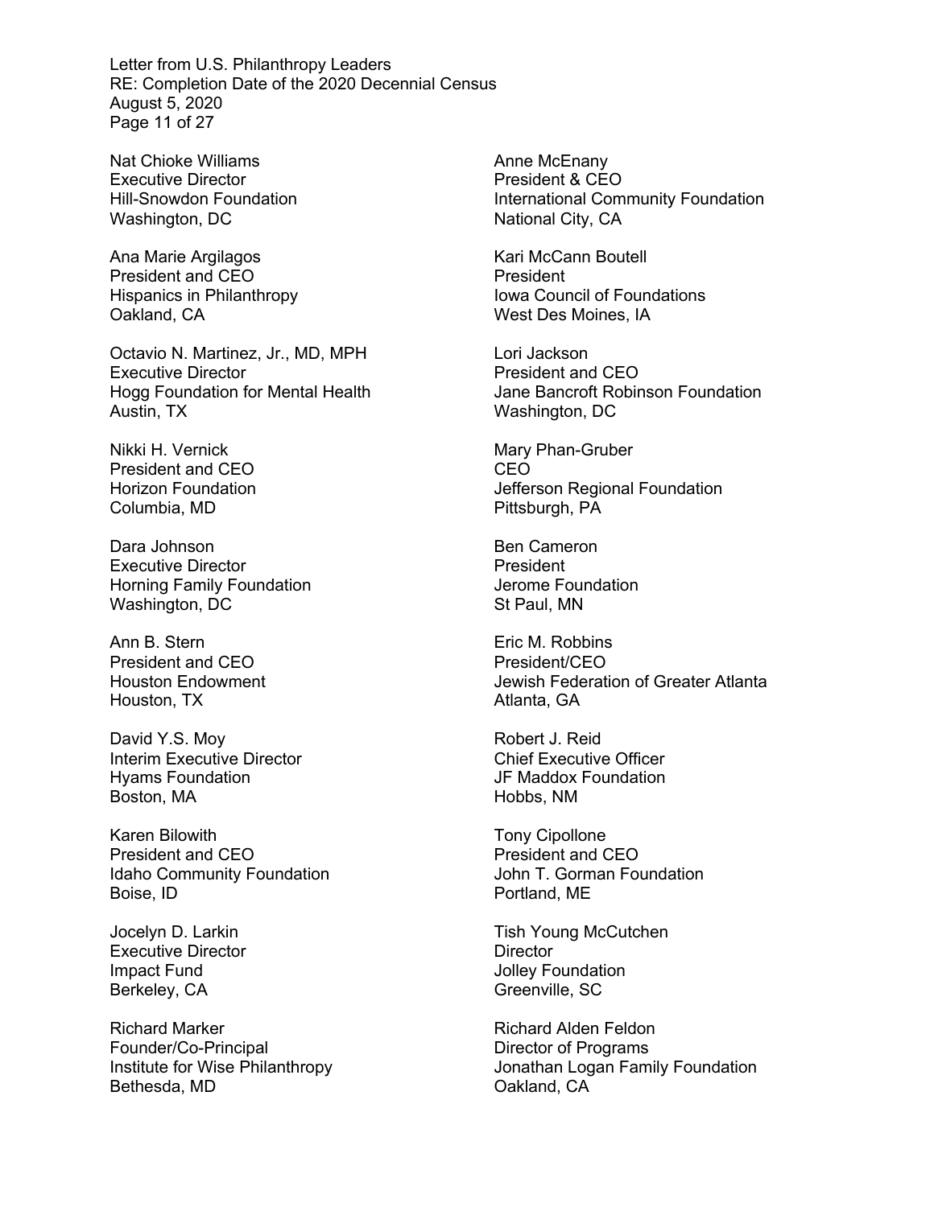Nat Chioke Williams
Executive Director
Hill-Snowdon Foundation
Washington, DC

Ana Marie Argilagos
President and CEO
Hispanics in Philanthropy
Oakland, CA

Octavio N. Martinez, Jr., MD, MPH
Executive Director
Hogg Foundation for Mental Health
Austin, TX

Nikki H. Vernick
President and CEO
Horizon Foundation
Columbia, MD

Dara Johnson
Executive Director
Horning Family Foundation
Washington, DC

Ann B. Stern
President and CEO
Houston Endowment
Houston, TX

David Y.S. Moy
Interim Executive Director
Hyams Foundation
Boston, MA

Karen Bilowith
President and CEO
Idaho Community Foundation
Boise, ID

Jocelyn D. Larkin
Executive Director
Impact Fund
Berkeley, CA

Richard Marker
Founder/Co-Principal
Institute for Wise Philanthropy
Bethesda, MD

Anne McEnany
President & CEO
International Community Foundation
National City, CA

Kari McCann Boutell
President
Iowa Council of Foundations
West Des Moines, IA

Lori Jackson
President and CEO
Jane Bancroft Robinson Foundation
Washington, DC

Mary Phan-Gruber
CEO
Jefferson Regional Foundation
Pittsburgh, PA

Ben Cameron
President
Jerome Foundation
St Paul, MN

Eric M. Robbins
President/CEO
Jewish Federation of Greater Atlanta
Atlanta, GA

Robert J. Reid
Chief Executive Officer
JF Maddox Foundation
Hobbs, NM

Tony Cipollone
President and CEO
John T. Gorman Foundation
Portland, ME

Tish Young McCutchen
Director
Jolley Foundation
Greenville, SC

Richard Alden Feldon
Director of Programs
Jonathan Logan Family Foundation
Oakland, CA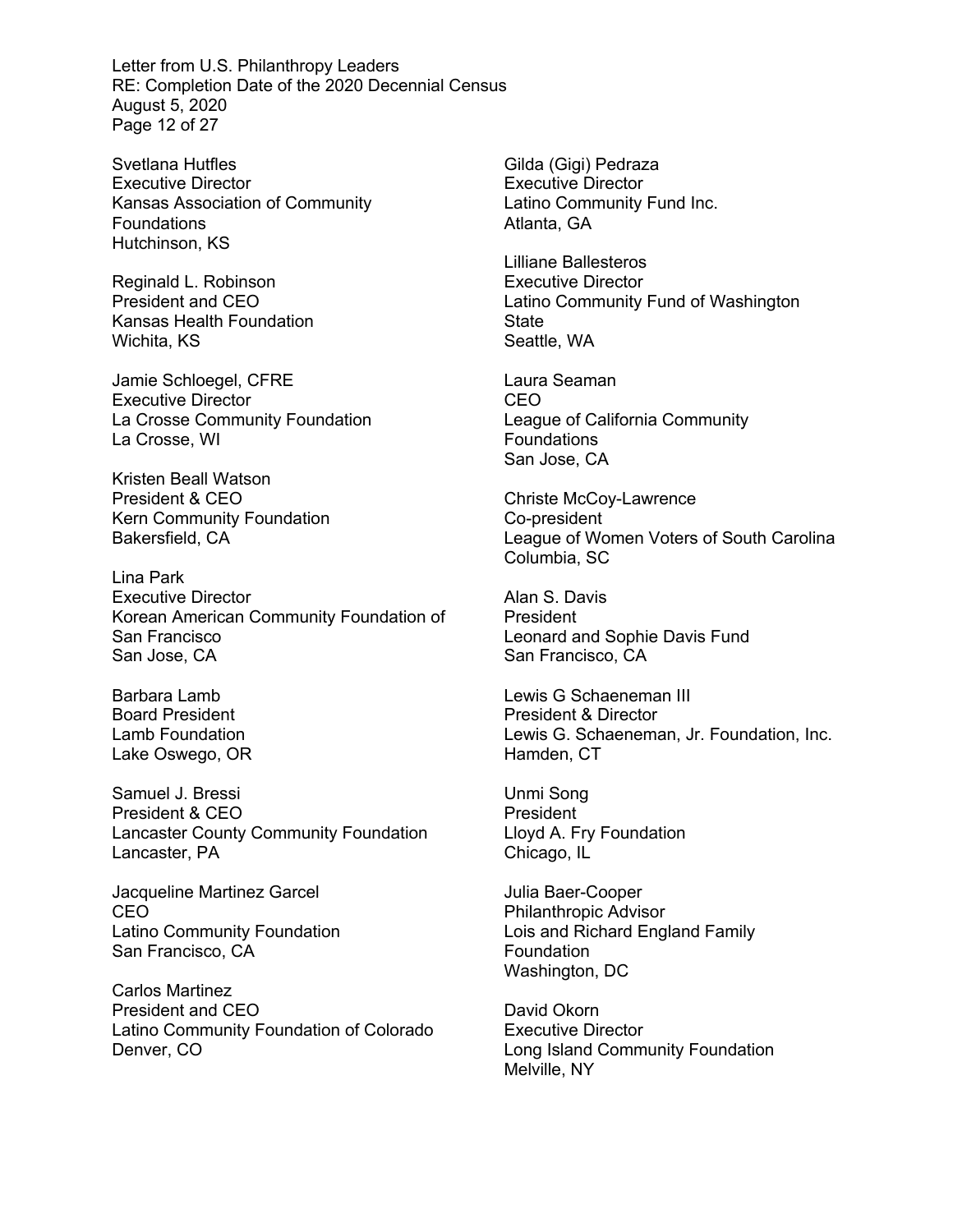Svetlana Hutfles
Executive Director
Kansas Association of Community Foundations
Hutchinson, KS

Reginald L. Robinson
President and CEO
Kansas Health Foundation
Wichita, KS

Jamie Schloegel, CFRE
Executive Director
La Crosse Community Foundation
La Crosse, WI

Kristen Beall Watson
President & CEO
Kern Community Foundation
Bakersfield, CA

Lina Park
Executive Director
Korean American Community Foundation of San Francisco
San Jose, CA

Barbara Lamb
Board President
Lamb Foundation
Lake Oswego, OR

Samuel J. Bressi
President & CEO
Lancaster County Community Foundation
Lancaster, PA

Jacqueline Martinez Garcel
CEO
Latino Community Foundation
San Francisco, CA

Carlos Martinez
President and CEO
Latino Community Foundation of Colorado
Denver, CO

Gilda (Gigi) Pedraza
Executive Director
Latino Community Fund Inc.
Atlanta, GA

Lilliane Ballesteros
Executive Director
Latino Community Fund of Washington State
Seattle, WA

Laura Seaman
CEO
League of California Community Foundations
San Jose, CA

Christe McCoy-Lawrence
Co-president
League of Women Voters of South Carolina
Columbia, SC

Alan S. Davis
President
Leonard and Sophie Davis Fund
San Francisco, CA

Lewis G Schaeneman III
President & Director
Lewis G. Schaeneman, Jr. Foundation, Inc.
Hamden, CT

Unmi Song
President
Lloyd A. Fry Foundation
Chicago, IL

Julia Baer-Cooper
Philanthropic Advisor
Lois and Richard England Family Foundation
Washington, DC

David Okorn
Executive Director
Long Island Community Foundation
Melville, NY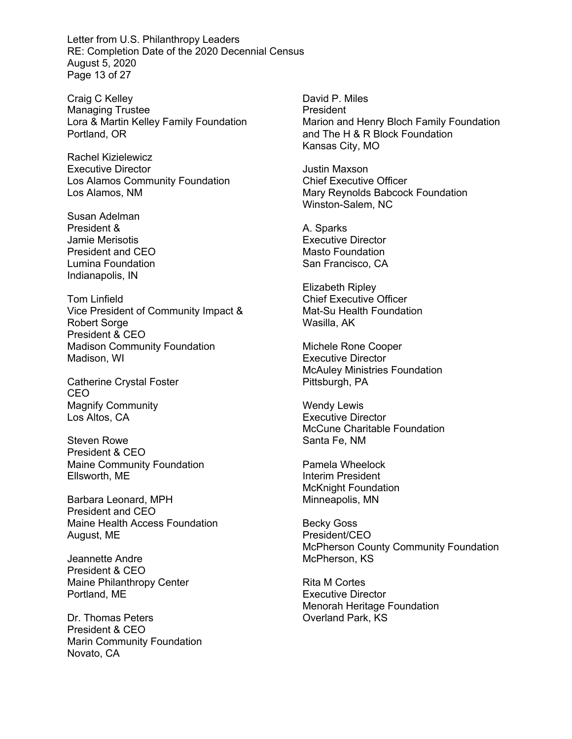Craig C Kelley
Managing Trustee
Lora & Martin Kelley Family Foundation
Portland, OR

Rachel Kizielewicz
Executive Director
Los Alamos Community Foundation
Los Alamos, NM

Susan Adelman
President &
Jamie Merisotis
President and CEO
Lumina Foundation
Indianapolis, IN

Tom Linfield
Vice President of Community Impact &
Robert Sorge
President & CEO
Madison Community Foundation
Madison, WI

Catherine Crystal Foster
CEO
Magnify Community
Los Altos, CA

Steven Rowe
President & CEO
Maine Community Foundation
Ellsworth, ME

Barbara Leonard, MPH
President and CEO
Maine Health Access Foundation
August, ME

Jeannette Andre
President & CEO
Maine Philanthropy Center
Portland, ME

Dr. Thomas Peters
President & CEO
Marin Community Foundation
Novato, CA

David P. Miles
President
Marion and Henry Bloch Family Foundation
and The H & R Block Foundation
Kansas City, MO

Justin Maxson
Chief Executive Officer
Mary Reynolds Babcock Foundation
Winston-Salem, NC

A. Sparks
Executive Director
Masto Foundation
San Francisco, CA

Elizabeth Ripley
Chief Executive Officer
Mat-Su Health Foundation
Wasilla, AK

Michele Rone Cooper
Executive Director
McAuley Ministries Foundation
Pittsburgh, PA

Wendy Lewis
Executive Director
McCune Charitable Foundation
Santa Fe, NM

Pamela Wheelock
Interim President
McKnight Foundation
Minneapolis, MN

Becky Goss
President/CEO
McPherson County Community Foundation
McPherson, KS

Rita M Cortes
Executive Director
Menorah Heritage Foundation
Overland Park, KS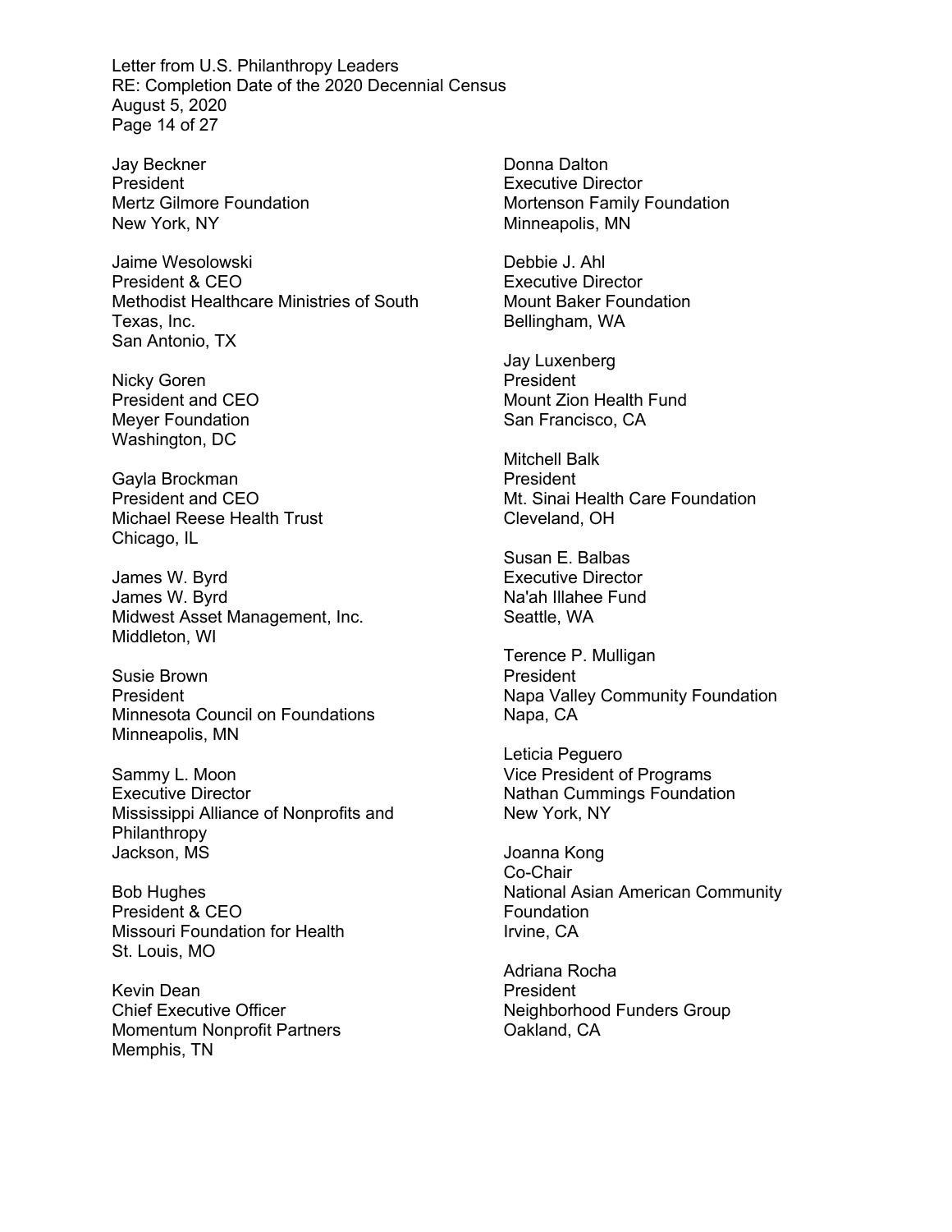Jay Beckner
President
Mertz Gilmore Foundation
New York, NY

Jaime Wesolowski
President & CEO
Methodist Healthcare Ministries of South Texas, Inc.
San Antonio, TX

Nicky Goren
President and CEO
Meyer Foundation
Washington, DC

Gayla Brockman
President and CEO
Michael Reese Health Trust
Chicago, IL

James W. Byrd
James W. Byrd
Midwest Asset Management, Inc.
Middleton, WI

Susie Brown
President
Minnesota Council on Foundations
Minneapolis, MN

Sammy L. Moon
Executive Director
Mississippi Alliance of Nonprofits and Philanthropy
Jackson, MS

Bob Hughes
President & CEO
Missouri Foundation for Health
St. Louis, MO

Kevin Dean
Chief Executive Officer
Momentum Nonprofit Partners
Memphis, TN

Donna Dalton
Executive Director
Mortenson Family Foundation
Minneapolis, MN

Debbie J. Ahl
Executive Director
Mount Baker Foundation
Bellingham, WA

Jay Luxenberg
President
Mount Zion Health Fund
San Francisco, CA

Mitchell Balk
President
Mt. Sinai Health Care Foundation
Cleveland, OH

Susan E. Balbas
Executive Director
Na'ah Illahee Fund
Seattle, WA

Terence P. Mulligan
President
Napa Valley Community Foundation
Napa, CA

Leticia Peguero
Vice President of Programs
Nathan Cummings Foundation
New York, NY

Joanna Kong
Co-Chair
National Asian American Community Foundation
Irvine, CA

Adriana Rocha
President
Neighborhood Funders Group
Oakland, CA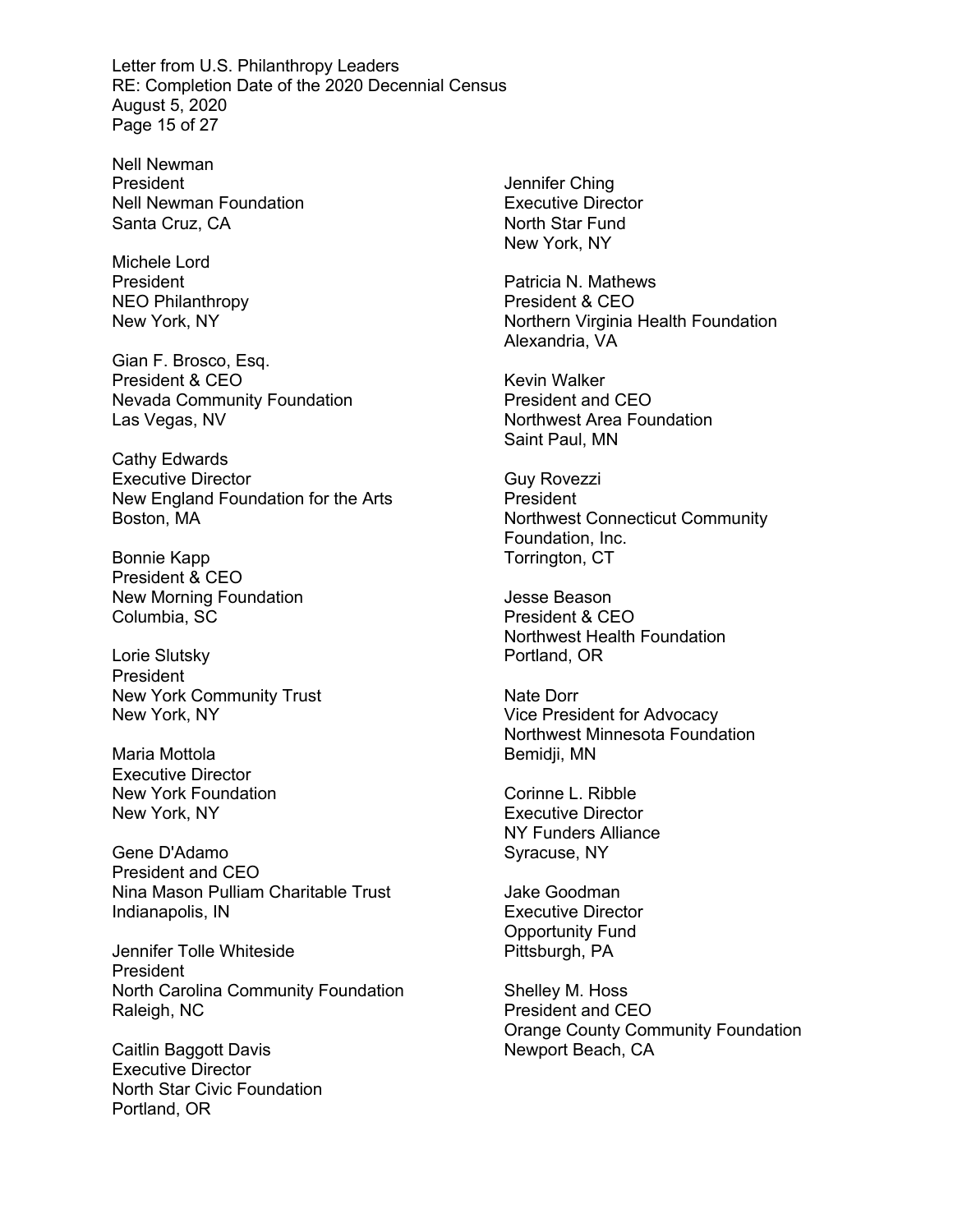Nell Newman
President
Nell Newman Foundation
Santa Cruz, CA

Michele Lord
President
NEO Philanthropy
New York, NY

Gian F. Brosco, Esq.
President & CEO
Nevada Community Foundation
Las Vegas, NV

Cathy Edwards
Executive Director
New England Foundation for the Arts
Boston, MA

Bonnie Kapp
President & CEO
New Morning Foundation
Columbia, SC

Lorie Slutsky
President
New York Community Trust
New York, NY

Maria Mottola
Executive Director
New York Foundation
New York, NY

Gene D'Adamo
President and CEO
Nina Mason Pulliam Charitable Trust
Indianapolis, IN

Jennifer Tolle Whiteside
President
North Carolina Community Foundation
Raleigh, NC

Caitlin Baggott Davis
Executive Director
North Star Civic Foundation
Portland, OR

Jennifer Ching
Executive Director
North Star Fund
New York, NY

Patricia N. Mathews
President & CEO
Northern Virginia Health Foundation
Alexandria, VA

Kevin Walker
President and CEO
Northwest Area Foundation
Saint Paul, MN

Guy Rovezzi
President
Northwest Connecticut Community Foundation, Inc.
Torrington, CT

Jesse Beason
President & CEO
Northwest Health Foundation
Portland, OR

Nate Dorr
Vice President for Advocacy
Northwest Minnesota Foundation
Bemidji, MN

Corinne L. Ribble
Executive Director
NY Funders Alliance
Syracuse, NY

Jake Goodman
Executive Director
Opportunity Fund
Pittsburgh, PA

Shelley M. Hoss
President and CEO
Orange County Community Foundation
Newport Beach, CA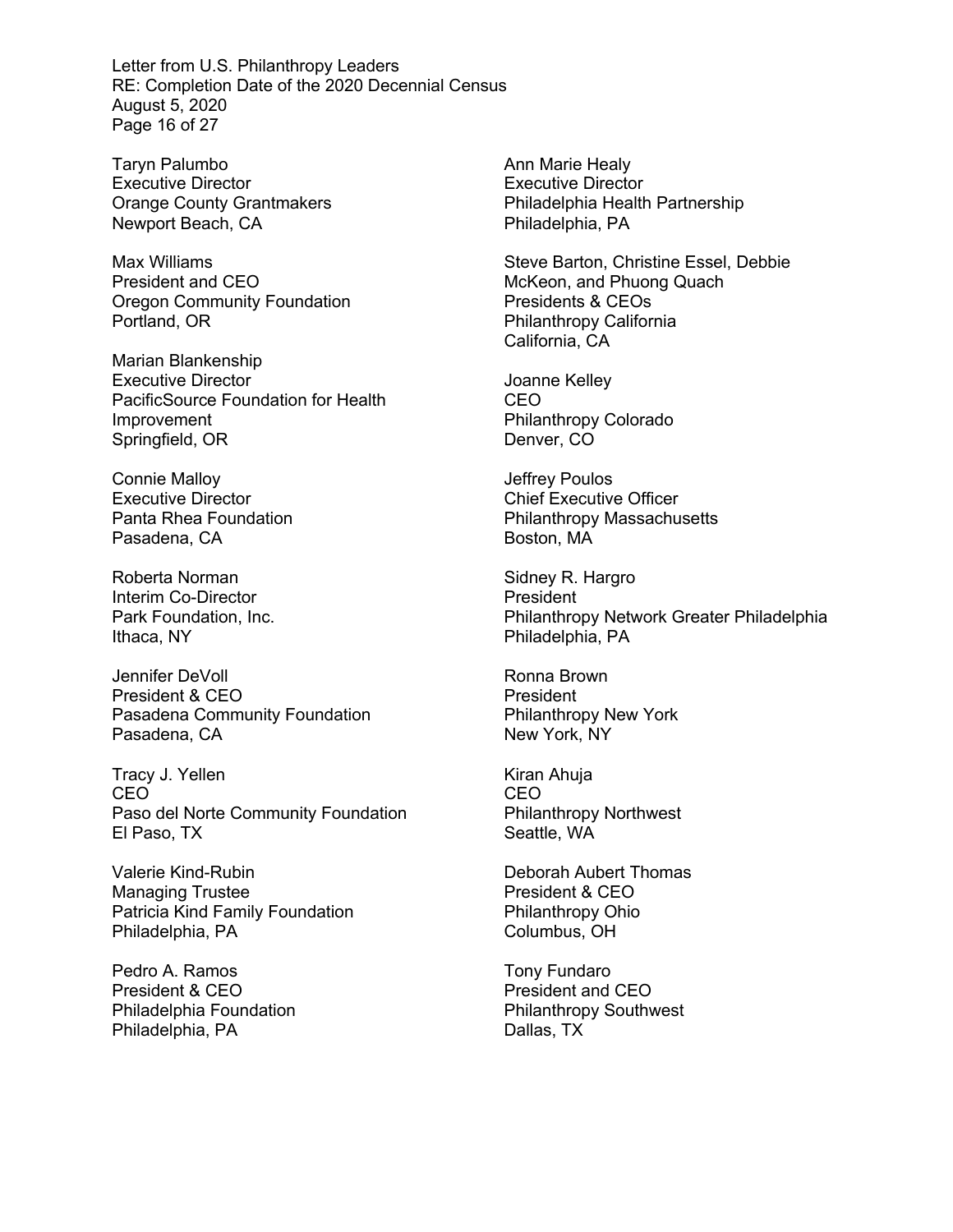Taryn Palumbo
Executive Director
Orange County Grantmakers
Newport Beach, CA

Max Williams
President and CEO
Oregon Community Foundation
Portland, OR

Marian Blankenship
Executive Director
PacificSource Foundation for Health Improvement
Springfield, OR

Connie Malloy
Executive Director
Panta Rhea Foundation
Pasadena, CA

Roberta Norman
Interim Co-Director
Park Foundation, Inc.
Ithaca, NY

Jennifer DeVoll
President & CEO
Pasadena Community Foundation
Pasadena, CA

Tracy J. Yellen
CEO
Paso del Norte Community Foundation
El Paso, TX

Valerie Kind-Rubin
Managing Trustee
Patricia Kind Family Foundation
Philadelphia, PA

Pedro A. Ramos
President & CEO
Philadelphia Foundation
Philadelphia, PA

Ann Marie Healy
Executive Director
Philadelphia Health Partnership
Philadelphia, PA

Steve Barton, Christine Essel, Debbie McKeon, and Phuong Quach
Presidents & CEOs
Philanthropy California
California, CA

Joanne Kelley
CEO
Philanthropy Colorado
Denver, CO

Jeffrey Poulos
Chief Executive Officer
Philanthropy Massachusetts
Boston, MA

Sidney R. Hargro
President
Philanthropy Network Greater Philadelphia
Philadelphia, PA

Ronna Brown
President
Philanthropy New York
New York, NY

Kiran Ahuja
CEO
Philanthropy Northwest
Seattle, WA

Deborah Aubert Thomas
President & CEO
Philanthropy Ohio
Columbus, OH

Tony Fundaro
President and CEO
Philanthropy Southwest
Dallas, TX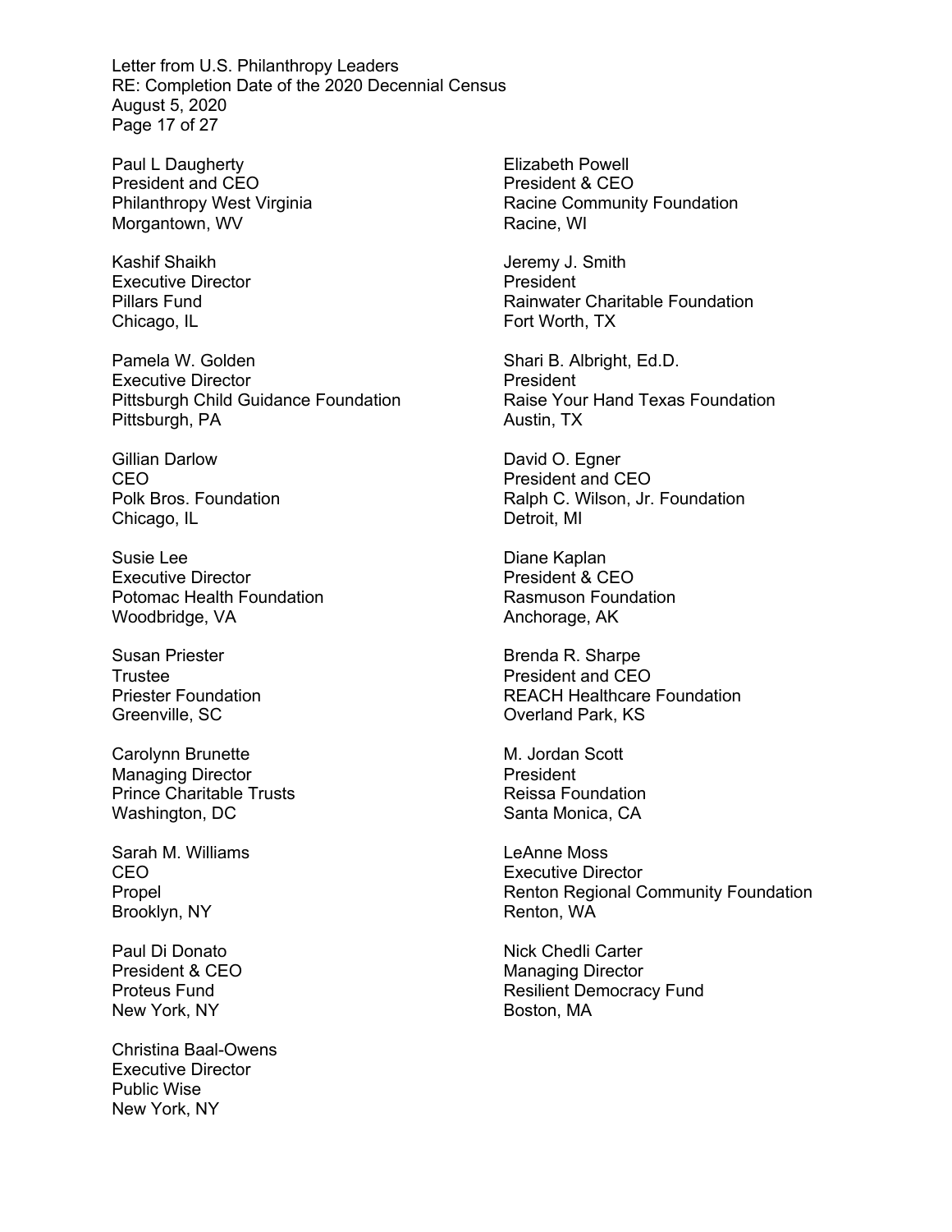Paul L Daugherty
President and CEO
Philanthropy West Virginia
Morgantown, WV

Kashif Shaikh
Executive Director
Pillars Fund
Chicago, IL

Pamela W. Golden
Executive Director
Pittsburgh Child Guidance Foundation
Pittsburgh, PA

Gillian Darlow
CEO
Polk Bros. Foundation
Chicago, IL

Susie Lee
Executive Director
Potomac Health Foundation
Woodbridge, VA

Susan Priester
Trustee
Priester Foundation
Greenville, SC

Carolynn Brunette
Managing Director
Prince Charitable Trusts
Washington, DC

Sarah M. Williams
CEO
Propel
Brooklyn, NY

Paul Di Donato
President & CEO
Proteus Fund
New York, NY

Christina Baal-Owens
Executive Director
Public Wise
New York, NY

Elizabeth Powell
President & CEO
Racine Community Foundation
Racine, WI

Jeremy J. Smith
President
Rainwater Charitable Foundation
Fort Worth, TX

Shari B. Albright, Ed.D.
President
Raise Your Hand Texas Foundation
Austin, TX

David O. Egner
President and CEO
Ralph C. Wilson, Jr. Foundation
Detroit, MI

Diane Kaplan
President & CEO
Rasmuson Foundation
Anchorage, AK

Brenda R. Sharpe
President and CEO
REACH Healthcare Foundation
Overland Park, KS

M. Jordan Scott
President
Reissa Foundation
Santa Monica, CA

LeAnne Moss
Executive Director
Renton Regional Community Foundation
Renton, WA

Nick Chedli Carter
Managing Director
Resilient Democracy Fund
Boston, MA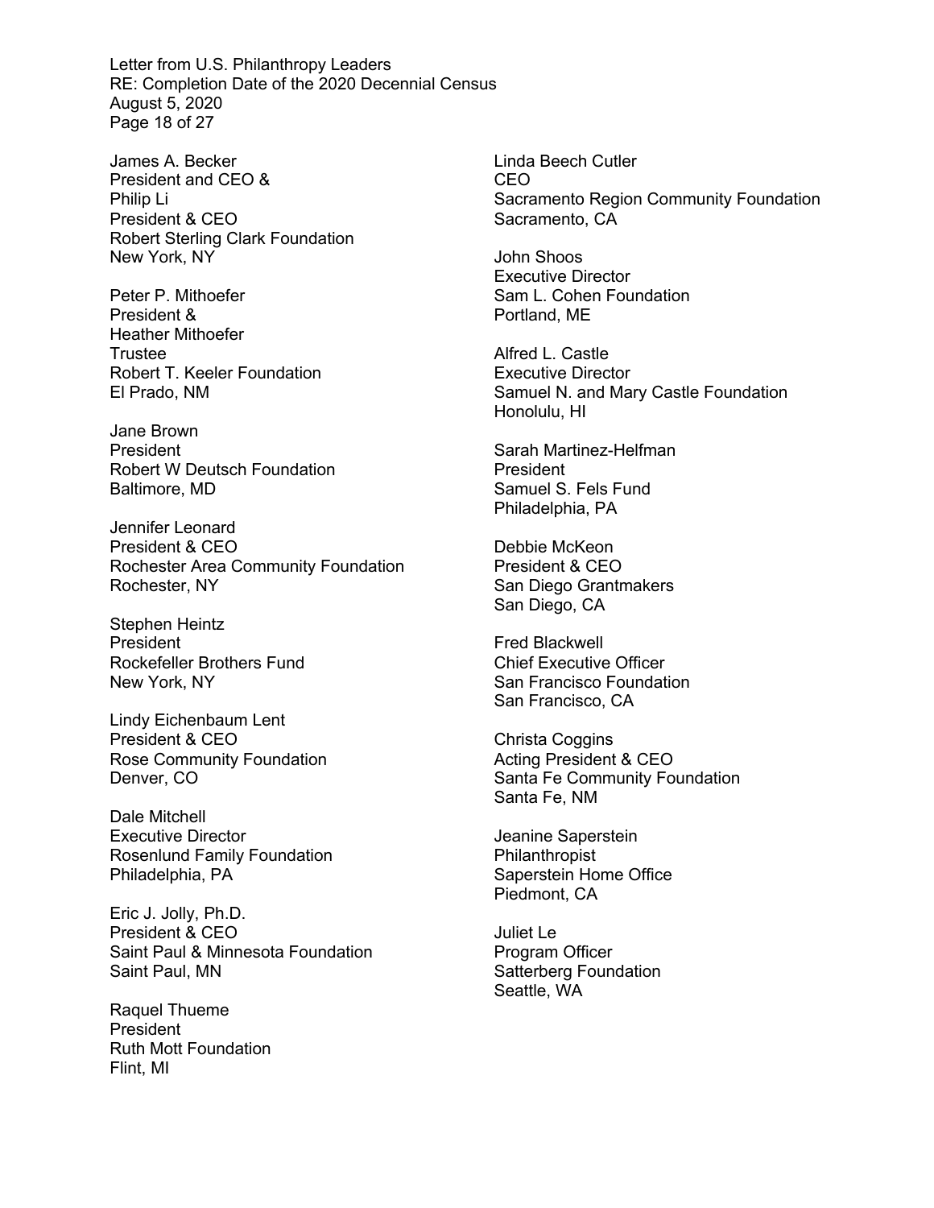James A. Becker
President and CEO &
Philip Li
President & CEO
Robert Sterling Clark Foundation
New York, NY

Peter P. Mithoefer
President &
Heather Mithoefer
Trustee
Robert T. Keeler Foundation
El Prado, NM

Jane Brown
President
Robert W Deutsch Foundation
Baltimore, MD

Jennifer Leonard
President & CEO
Rochester Area Community Foundation
Rochester, NY

Stephen Heintz
President
Rockefeller Brothers Fund
New York, NY

Lindy Eichenbaum Lent
President & CEO
Rose Community Foundation
Denver, CO

Dale Mitchell
Executive Director
Rosenlund Family Foundation
Philadelphia, PA

Eric J. Jolly, Ph.D.
President & CEO
Saint Paul & Minnesota Foundation
Saint Paul, MN

Raquel Thueme
President
Ruth Mott Foundation
Flint, MI

Linda Beech Cutler
CEO
Sacramento Region Community Foundation
Sacramento, CA

John Shoos
Executive Director
Sam L. Cohen Foundation
Portland, ME

Alfred L. Castle
Executive Director
Samuel N. and Mary Castle Foundation
Honolulu, HI

Sarah Martinez-Helfman
President
Samuel S. Fels Fund
Philadelphia, PA

Debbie McKeon
President & CEO
San Diego Grantmakers
San Diego, CA

Fred Blackwell
Chief Executive Officer
San Francisco Foundation
San Francisco, CA

Christa Coggins
Acting President & CEO
Santa Fe Community Foundation
Santa Fe, NM

Jeanine Saperstein
Philanthropist
Saperstein Home Office
Piedmont, CA

Juliet Le
Program Officer
Satterberg Foundation
Seattle, WA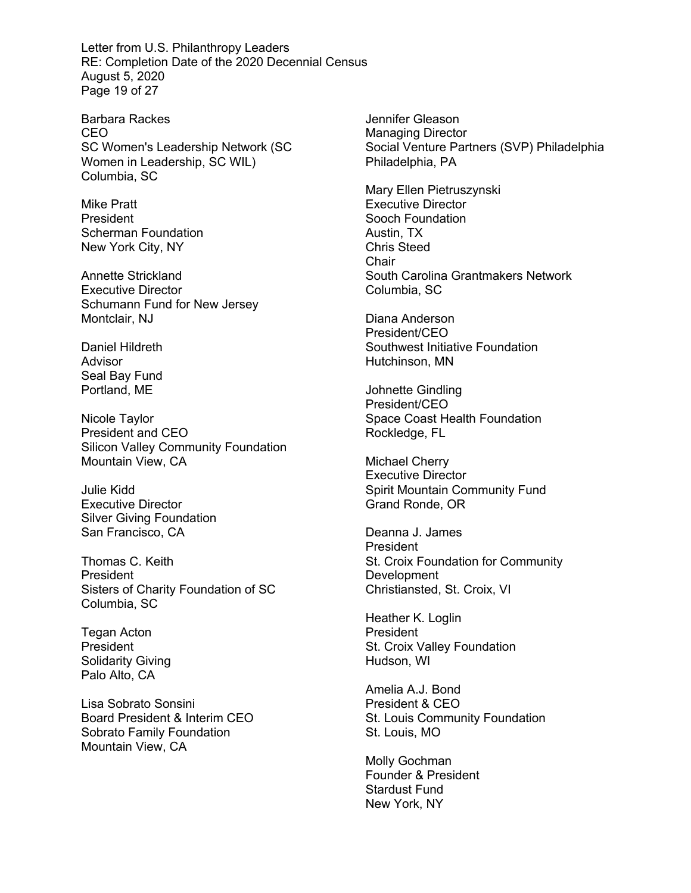Barbara Rackes
CEO
SC Women's Leadership Network (SC Women in Leadership, SC WIL)
Columbia, SC

Mike Pratt
President
Scherman Foundation
New York City, NY

Annette Strickland
Executive Director
Schumann Fund for New Jersey
Montclair, NJ

Daniel Hildreth
Advisor
Seal Bay Fund
Portland, ME

Nicole Taylor
President and CEO
Silicon Valley Community Foundation
Mountain View, CA

Julie Kidd
Executive Director
Silver Giving Foundation
San Francisco, CA

Thomas C. Keith
President
Sisters of Charity Foundation of SC
Columbia, SC

Tegan Acton
President
Solidarity Giving
Palo Alto, CA

Lisa Sobrato Sonsini
Board President & Interim CEO
Sobrato Family Foundation
Mountain View, CA

Jennifer Gleason
Managing Director
Social Venture Partners (SVP) Philadelphia
Philadelphia, PA

Mary Ellen Pietruszynski
Executive Director
Sooch Foundation
Austin, TX

Chris Steed
Chair
South Carolina Grantmakers Network
Columbia, SC

Diana Anderson
President/CEO
Southwest Initiative Foundation
Hutchinson, MN

Johnette Gindling
President/CEO
Space Coast Health Foundation
Rockledge, FL

Michael Cherry
Executive Director
Spirit Mountain Community Fund
Grand Ronde, OR

Deanna J. James
President
St. Croix Foundation for Community Development
Christiansted, St. Croix, VI

Heather K. Loglin
President
St. Croix Valley Foundation
Hudson, WI

Amelia A.J. Bond
President & CEO
St. Louis Community Foundation
St. Louis, MO

Molly Gochman
Founder & President
Stardust Fund
New York, NY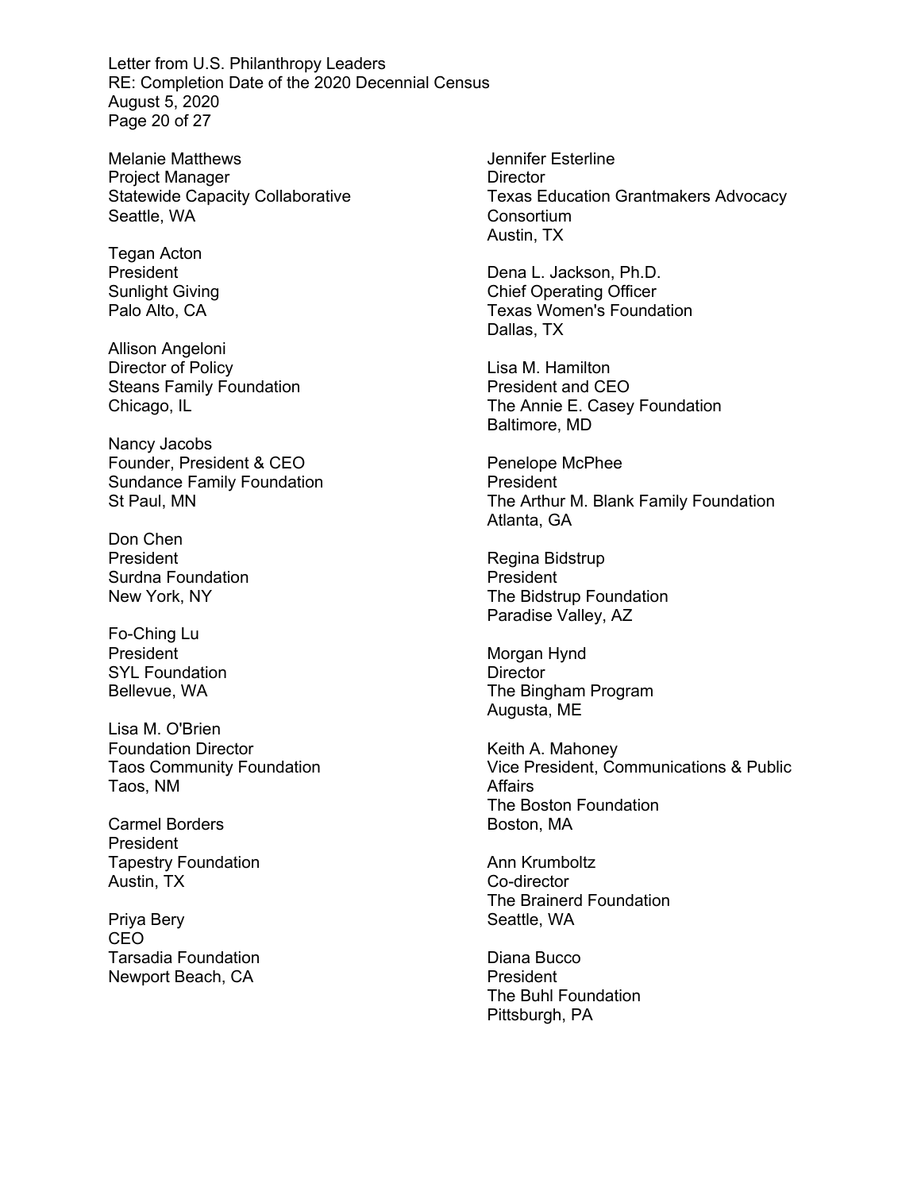Melanie Matthews
Project Manager
Statewide Capacity Collaborative
Seattle, WA

Tegan Acton
President
Sunlight Giving
Palo Alto, CA

Allison Angeloni
Director of Policy
Steans Family Foundation
Chicago, IL

Nancy Jacobs
Founder, President & CEO
Sundance Family Foundation
St Paul, MN

Don Chen
President
Surdna Foundation
New York, NY

Fo-Ching Lu
President
SYL Foundation
Bellevue, WA

Lisa M. O'Brien
Foundation Director
Taos Community Foundation
Taos, NM

Carmel Borders
President
Tapestry Foundation
Austin, TX

Priya Bery
CEO
Tarsadia Foundation
Newport Beach, CA

Jennifer Esterline
Director
Texas Education Grantmakers Advocacy Consortium
Austin, TX

Dena L. Jackson, Ph.D.
Chief Operating Officer
Texas Women's Foundation
Dallas, TX

Lisa M. Hamilton
President and CEO
The Annie E. Casey Foundation
Baltimore, MD

Penelope McPhee
President
The Arthur M. Blank Family Foundation
Atlanta, GA

Regina Bidstrup
President
The Bidstrup Foundation
Paradise Valley, AZ

Morgan Hynd
Director
The Bingham Program
Augusta, ME

Keith A. Mahoney
Vice President, Communications & Public Affairs
The Boston Foundation
Boston, MA

Ann Krumboltz
Co-director
The Brainerd Foundation
Seattle, WA

Diana Bucco
President
The Buhl Foundation
Pittsburgh, PA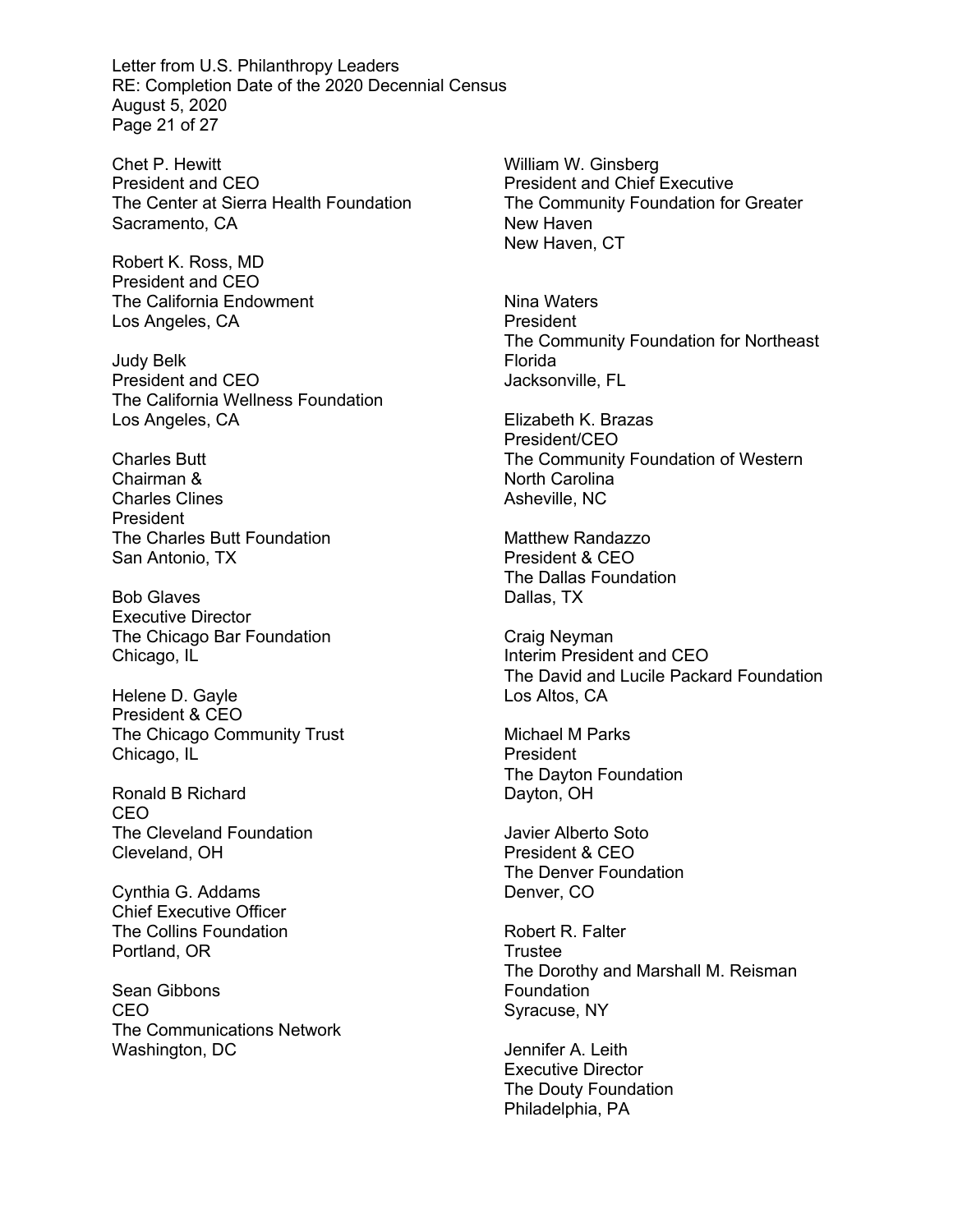Chet P. Hewitt
President and CEO
The Center at Sierra Health Foundation
Sacramento, CA

Robert K. Ross, MD
President and CEO
The California Endowment
Los Angeles, CA

Judy Belk
President and CEO
The California Wellness Foundation
Los Angeles, CA

Charles Butt
Chairman &
Charles Clines
President
The Charles Butt Foundation
San Antonio, TX

Bob Glaves
Executive Director
The Chicago Bar Foundation
Chicago, IL

Helene D. Gayle
President & CEO
The Chicago Community Trust
Chicago, IL

Ronald B Richard
CEO
The Cleveland Foundation
Cleveland, OH

Cynthia G. Addams
Chief Executive Officer
The Collins Foundation
Portland, OR

Sean Gibbons
CEO
The Communications Network
Washington, DC

William W. Ginsberg
President and Chief Executive
The Community Foundation for Greater New Haven
New Haven, CT

Nina Waters
President
The Community Foundation for Northeast Florida
Jacksonville, FL

Elizabeth K. Brazas
President/CEO
The Community Foundation of Western North Carolina
Asheville, NC

Matthew Randazzo
President & CEO
The Dallas Foundation
Dallas, TX

Craig Neyman
Interim President and CEO
The David and Lucile Packard Foundation
Los Altos, CA

Michael M Parks
President
The Dayton Foundation
Dayton, OH

Javier Alberto Soto
President & CEO
The Denver Foundation
Denver, CO

Robert R. Falter
Trustee
The Dorothy and Marshall M. Reisman Foundation
Syracuse, NY

Jennifer A. Leith
Executive Director
The Douty Foundation
Philadelphia, PA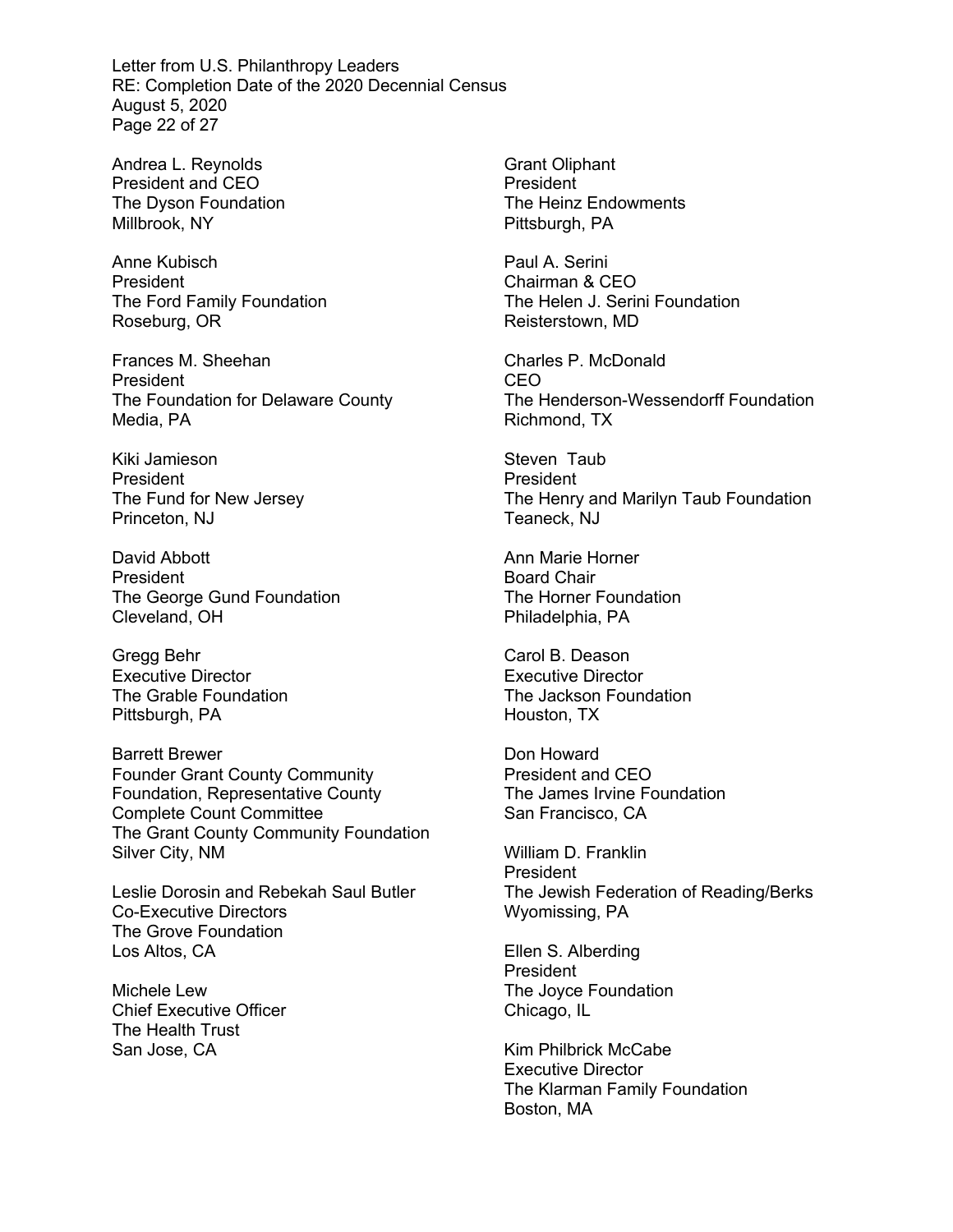Andrea L. Reynolds
President and CEO
The Dyson Foundation
Millbrook, NY

Anne Kubisch
President
The Ford Family Foundation
Roseburg, OR

Frances M. Sheehan
President
The Foundation for Delaware County
Media, PA

Kiki Jamieson
President
The Fund for New Jersey
Princeton, NJ

David Abbott
President
The George Gund Foundation
Cleveland, OH

Gregg Behr
Executive Director
The Grable Foundation
Pittsburgh, PA

Barrett Brewer
Founder Grant County Community Foundation, Representative County Complete Count Committee
The Grant County Community Foundation
Silver City, NM

Leslie Dorosin and Rebekah Saul Butler
Co-Executive Directors
The Grove Foundation
Los Altos, CA

Michele Lew
Chief Executive Officer
The Health Trust
San Jose, CA

Grant Oliphant
President
The Heinz Endowments
Pittsburgh, PA

Paul A. Serini
Chairman & CEO
The Helen J. Serini Foundation
Reisterstown, MD

Charles P. McDonald
CEO
The Henderson-Wessendorff Foundation
Richmond, TX

Steven Taub
President
The Henry and Marilyn Taub Foundation
Teaneck, NJ

Ann Marie Horner
Board Chair
The Horner Foundation
Philadelphia, PA

Carol B. Deason
Executive Director
The Jackson Foundation
Houston, TX

Don Howard
President and CEO
The James Irvine Foundation
San Francisco, CA

William D. Franklin
President
The Jewish Federation of Reading/Berks
Wyomissing, PA

Ellen S. Alberding
President
The Joyce Foundation
Chicago, IL

Kim Philbrick McCabe
Executive Director
The Klarman Family Foundation
Boston, MA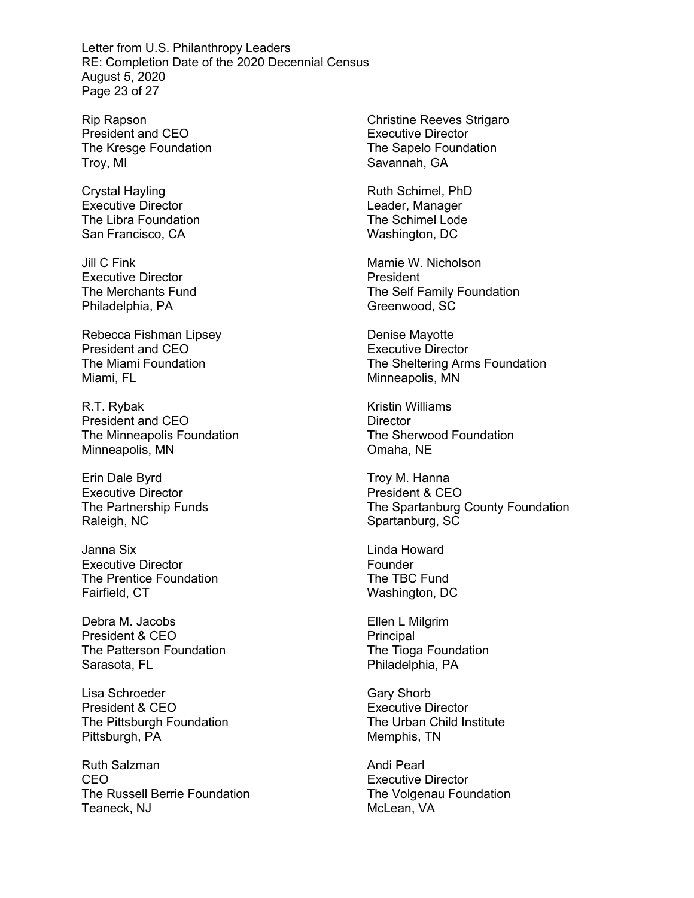Rip Rapson
President and CEO
The Kresge Foundation
Troy, MI

Crystal Hayling
Executive Director
The Libra Foundation
San Francisco, CA

Jill C Fink
Executive Director
The Merchants Fund
Philadelphia, PA

Rebecca Fishman Lipsey
President and CEO
The Miami Foundation
Miami, FL

R.T. Rybak
President and CEO
The Minneapolis Foundation
Minneapolis, MN

Erin Dale Byrd
Executive Director
The Partnership Funds
Raleigh, NC

Janna Six
Executive Director
The Prentice Foundation
Fairfield, CT

Debra M. Jacobs
President & CEO
The Patterson Foundation
Sarasota, FL

Lisa Schroeder
President & CEO
The Pittsburgh Foundation
Pittsburgh, PA

Ruth Salzman
CEO
The Russell Berrie Foundation
Teaneck, NJ

Christine Reeves Strigaro
Executive Director
The Sapelo Foundation
Savannah, GA

Ruth Schimel, PhD
Leader, Manager
The Schimel Lode
Washington, DC

Mamie W. Nicholson
President
The Self Family Foundation
Greenwood, SC

Denise Mayotte
Executive Director
The Sheltering Arms Foundation
Minneapolis, MN

Kristin Williams
Director
The Sherwood Foundation
Omaha, NE

Troy M. Hanna
President & CEO
The Spartanburg County Foundation
Spartanburg, SC

Linda Howard
Founder
The TBC Fund
Washington, DC

Ellen L Milgrim
Principal
The Tioga Foundation
Philadelphia, PA

Gary Shorb
Executive Director
The Urban Child Institute
Memphis, TN

Andi Pearl
Executive Director
The Volgenau Foundation
McLean, VA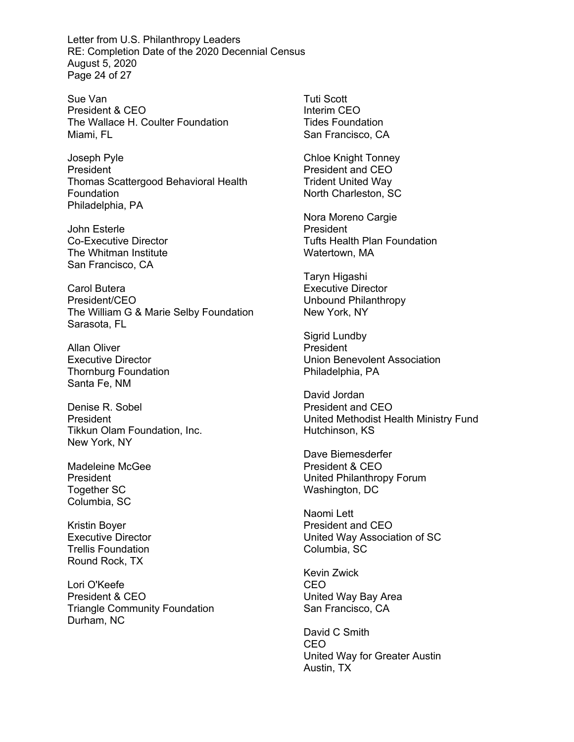Sue Van
President & CEO
The Wallace H. Coulter Foundation
Miami, FL

Joseph Pyle
President
Thomas Scattergood Behavioral Health Foundation
Philadelphia, PA

John Esterle
Co-Executive Director
The Whitman Institute
San Francisco, CA

Carol Butera
President/CEO
The William G & Marie Selby Foundation
Sarasota, FL

Allan Oliver
Executive Director
Thornburg Foundation
Santa Fe, NM

Denise R. Sobel
President
Tikkun Olam Foundation, Inc.
New York, NY

Madeleine McGee
President
Together SC
Columbia, SC

Kristin Boyer
Executive Director
Trellis Foundation
Round Rock, TX

Lori O'Keefe
President & CEO
Triangle Community Foundation
Durham, NC

Tuti Scott
Interim CEO
Tides Foundation
San Francisco, CA

Chloe Knight Tonney
President and CEO
Trident United Way
North Charleston, SC

Nora Moreno Cargie
President
Tufts Health Plan Foundation
Watertown, MA

Taryn Higashi
Executive Director
Unbound Philanthropy
New York, NY

Sigrid Lundby
President
Union Benevolent Association
Philadelphia, PA

David Jordan
President and CEO
United Methodist Health Ministry Fund
Hutchinson, KS

Dave Biemesderfer
President & CEO
United Philanthropy Forum
Washington, DC

Naomi Lett
President and CEO
United Way Association of SC
Columbia, SC

Kevin Zwick
CEO
United Way Bay Area
San Francisco, CA

David C Smith
CEO
United Way for Greater Austin
Austin, TX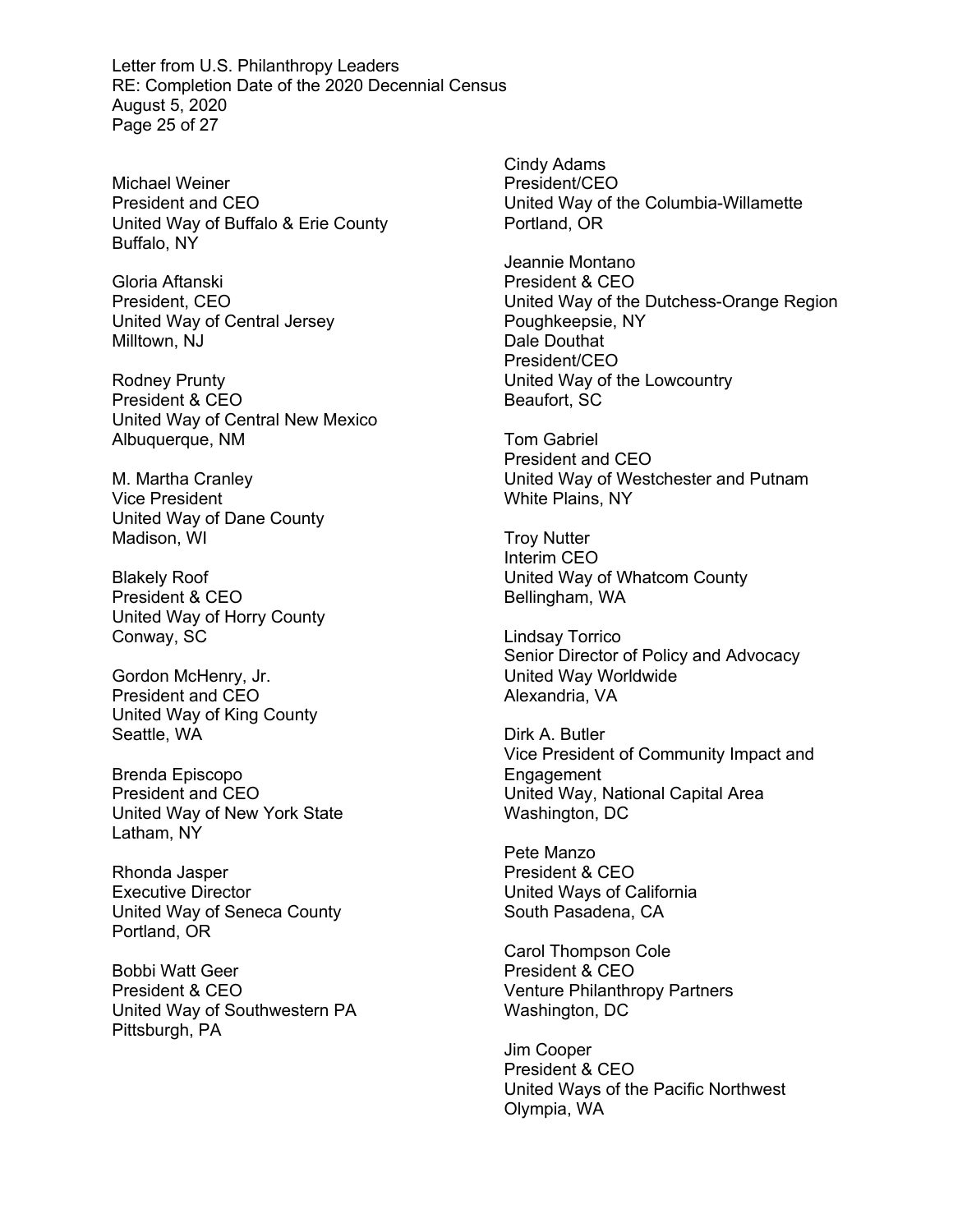Michael Weiner
President and CEO
United Way of Buffalo & Erie County
Buffalo, NY

Gloria Aftanski
President, CEO
United Way of Central Jersey
Milltown, NJ

Rodney Prunty
President & CEO
United Way of Central New Mexico
Albuquerque, NM

M. Martha Cranley
Vice President
United Way of Dane County
Madison, WI

Blakely Roof
President & CEO
United Way of Horry County
Conway, SC

Gordon McHenry, Jr.
President and CEO
United Way of King County
Seattle, WA

Brenda Episcopo
President and CEO
United Way of New York State
Latham, NY

Rhonda Jasper
Executive Director
United Way of Seneca County
Portland, OR

Bobbi Watt Geer
President & CEO
United Way of Southwestern PA
Pittsburgh, PA

Cindy Adams
President/CEO
United Way of the Columbia-Willamette
Portland, OR

Jeannie Montano
President & CEO
United Way of the Dutchess-Orange Region
Poughkeepsie, NY

Dale Douthat
President/CEO
United Way of the Lowcountry
Beaufort, SC

Tom Gabriel
President and CEO
United Way of Westchester and Putnam
White Plains, NY

Troy Nutter
Interim CEO
United Way of Whatcom County
Bellingham, WA

Lindsay Torrico
Senior Director of Policy and Advocacy
United Way Worldwide
Alexandria, VA

Dirk A. Butler
Vice President of Community Impact and Engagement
United Way, National Capital Area
Washington, DC

Pete Manzo
President & CEO
United Ways of California
South Pasadena, CA

Carol Thompson Cole
President & CEO
Venture Philanthropy Partners
Washington, DC

Jim Cooper
President & CEO
United Ways of the Pacific Northwest
Olympia, WA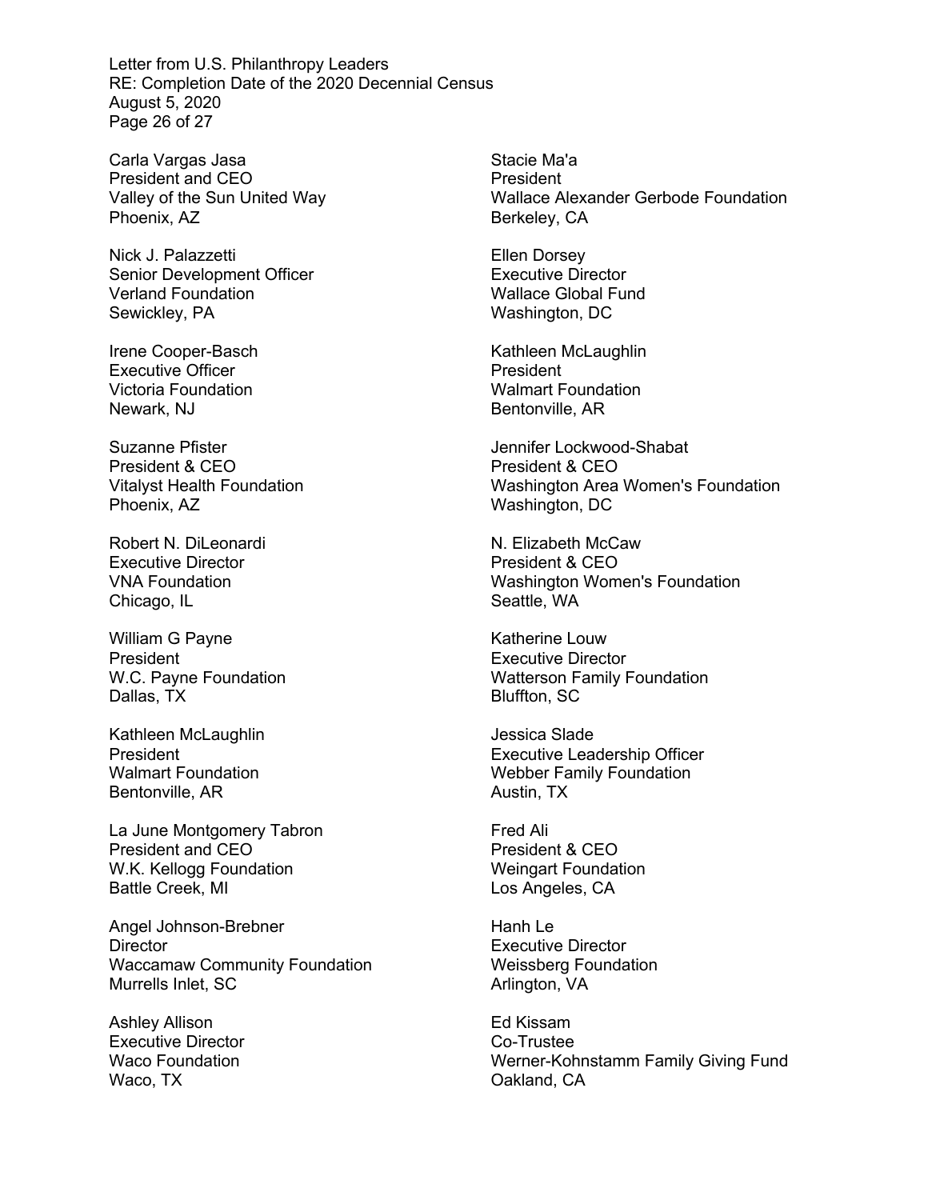Carla Vargas Jasa
President and CEO
Valley of the Sun United Way
Phoenix, AZ

Nick J. Palazzetti
Senior Development Officer
Verland Foundation
Sewickley, PA

Irene Cooper-Basch
Executive Officer
Victoria Foundation
Newark, NJ

Suzanne Pfister
President & CEO
Vitalyst Health Foundation
Phoenix, AZ

Robert N. DiLeonardi
Executive Director
VNA Foundation
Chicago, IL

William G Payne
President
W.C. Payne Foundation
Dallas, TX

Kathleen McLaughlin
President
Walmart Foundation
Bentonville, AR

La June Montgomery Tabron
President and CEO
W.K. Kellogg Foundation
Battle Creek, MI

Angel Johnson-Brebner
Director
Waccamaw Community Foundation
Murrells Inlet, SC

Ashley Allison
Executive Director
Waco Foundation
Waco, TX

Stacie Ma'a
President
Wallace Alexander Gerbode Foundation
Berkeley, CA

Ellen Dorsey
Executive Director
Wallace Global Fund
Washington, DC

Kathleen McLaughlin
President
Walmart Foundation
Bentonville, AR

Jennifer Lockwood-Shabat
President & CEO
Washington Area Women's Foundation
Washington, DC

N. Elizabeth McCaw
President & CEO
Washington Women's Foundation
Seattle, WA

Katherine Louw
Executive Director
Watterson Family Foundation
Bluffton, SC

Jessica Slade
Executive Leadership Officer
Webber Family Foundation
Austin, TX

Fred Ali
President & CEO
Weingart Foundation
Los Angeles, CA

Hanh Le
Executive Director
Weissberg Foundation
Arlington, VA

Ed Kissam
Co-Trustee
Werner-Kohnstamm Family Giving Fund
Oakland, CA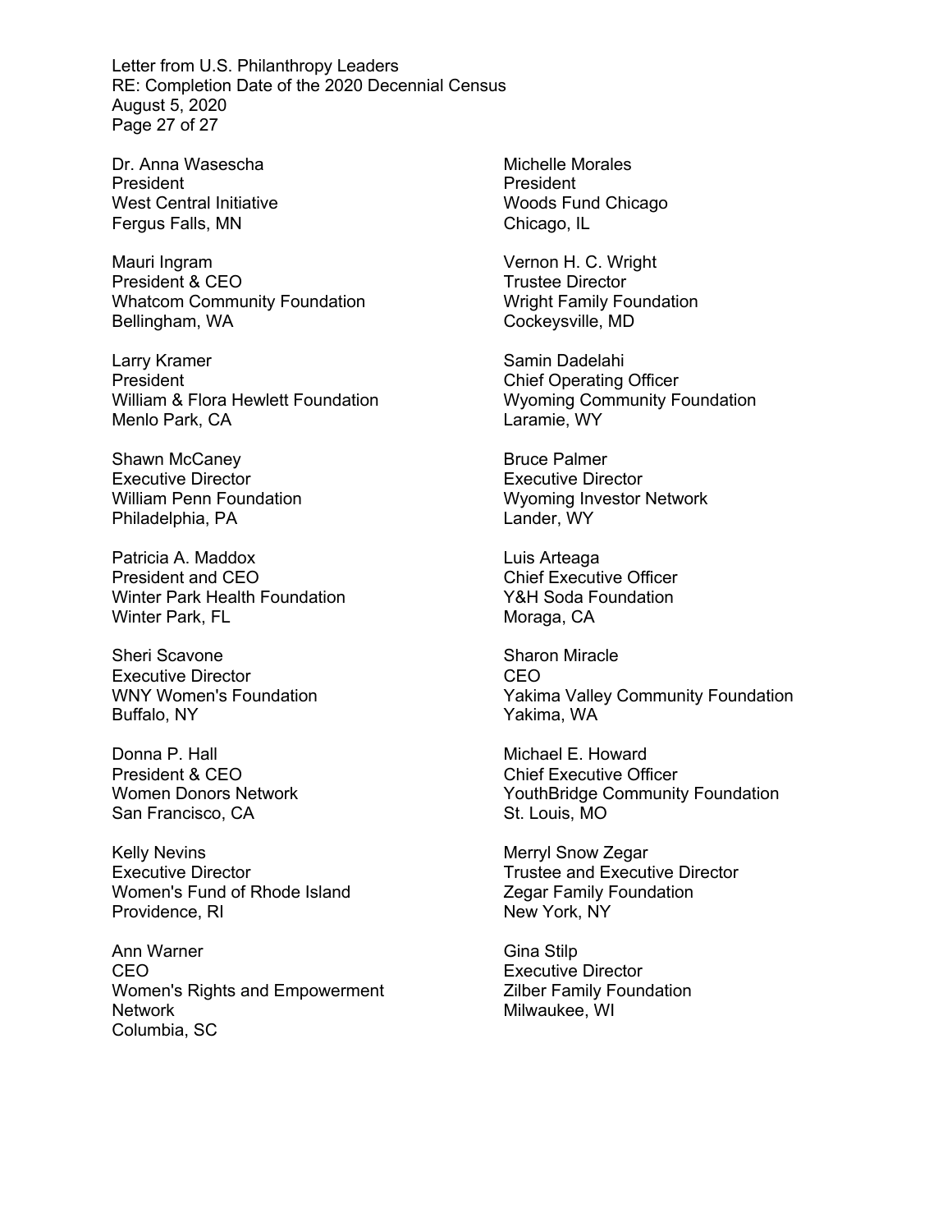Dr. Anna Wasescha
President
West Central Initiative
Fergus Falls, MN

Mauri Ingram
President & CEO
Whatcom Community Foundation
Bellingham, WA

Larry Kramer
President
William & Flora Hewlett Foundation
Menlo Park, CA

Shawn McCaney
Executive Director
William Penn Foundation
Philadelphia, PA

Patricia A. Maddox
President and CEO
Winter Park Health Foundation
Winter Park, FL

Sheri Scavone
Executive Director
WNY Women's Foundation
Buffalo, NY

Donna P. Hall
President & CEO
Women Donors Network
San Francisco, CA

Kelly Nevins
Executive Director
Women's Fund of Rhode Island
Providence, RI

Ann Warner
CEO
Women's Rights and Empowerment Network
Columbia, SC

Michelle Morales
President
Woods Fund Chicago
Chicago, IL

Vernon H. C. Wright
Trustee Director
Wright Family Foundation
Cockeysville, MD

Samin Dadelahi
Chief Operating Officer
Wyoming Community Foundation
Laramie, WY

Bruce Palmer
Executive Director
Wyoming Investor Network
Lander, WY

Luis Arteaga
Chief Executive Officer
Y&H Soda Foundation
Moraga, CA

Sharon Miracle
CEO
Yakima Valley Community Foundation
Yakima, WA

Michael E. Howard
Chief Executive Officer
YouthBridge Community Foundation
St. Louis, MO

Merryl Snow Zegar
Trustee and Executive Director
Zegar Family Foundation
New York, NY

Gina Stilp
Executive Director
Zilber Family Foundation
Milwaukee, WI